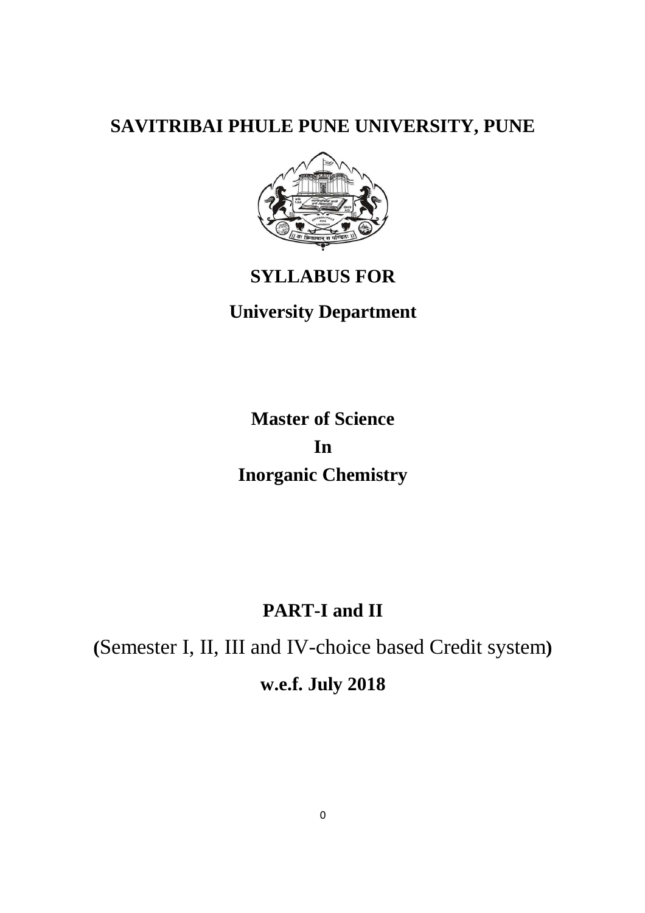# SAVITRIBAI PHULE PUNE UNIVERSITY, PUNE

## SYLLABUS FOR

## University Department

## Master of Science

## In

## Inorganic Chemistry

## PART-I and II

(Semester I, II, III and IV-choice based Credit system)

**w.e.f. July 2018**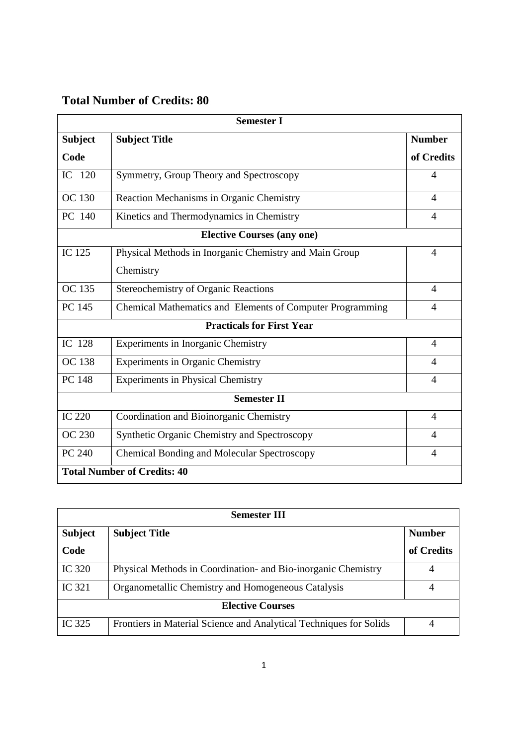## Total Number of Credits: 80

| Semester I | | |
|---|---|---|
| **Subject Code** | **Subject Title** | **Number of Credits** |
| IC 120 | Symmetry, Group Theory and Spectroscopy | 4 |
| OC 130 | Reaction Mechanisms in Organic Chemistry | 4 |
| PC 140 | Kinetics and Thermodynamics in Chemistry | 4 |
| **Elective Courses (any one)** | | |
| IC 125 | Physical Methods in Inorganic Chemistry and Main Group Chemistry | 4 |
| OC 135 | Stereochemistry of Organic Reactions | 4 |
| PC 145 | Chemical Mathematics and Elements of Computer Programming | 4 |
| **Practicals for First Year** | | |
| IC 128 | Experiments in Inorganic Chemistry | 4 |
| OC 138 | Experiments in Organic Chemistry | 4 |
| PC 148 | Experiments in Physical Chemistry | 4 |
| **Semester II** | | |
| IC 220 | Coordination and Bioinorganic Chemistry | 4 |
| OC 230 | Synthetic Organic Chemistry and Spectroscopy | 4 |
| PC 240 | Chemical Bonding and Molecular Spectroscopy | 4 |
| **Total Number of Credits: 40** | | |

| Semester III | | |
|---|---|---|
| **Subject Code** | **Subject Title** | **Number of Credits** |
| IC 320 | Physical Methods in Coordination- and Bio-inorganic Chemistry | 4 |
| IC 321 | Organometallic Chemistry and Homogeneous Catalysis | 4 |
| **Elective Courses** | | |
| IC 325 | Frontiers in Material Science and Analytical Techniques for Solids | 4 |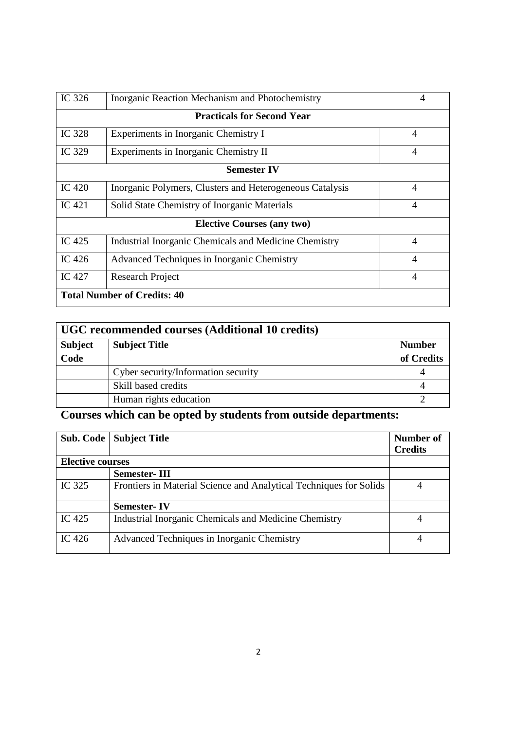| IC 326 | Inorganic Reaction Mechanism and Photochemistry | 4 |
|---|---|---|
| | **Practicals for Second Year** | |
| IC 328 | Experiments in Inorganic Chemistry I | 4 |
| IC 329 | Experiments in Inorganic Chemistry II | 4 |
| | **Semester IV** | |
| IC 420 | Inorganic Polymers, Clusters and Heterogeneous Catalysis | 4 |
| IC 421 | Solid State Chemistry of Inorganic Materials | 4 |
| | **Elective Courses (any two)** | |
| IC 425 | Industrial Inorganic Chemicals and Medicine Chemistry | 4 |
| IC 426 | Advanced Techniques in Inorganic Chemistry | 4 |
| IC 427 | Research Project | 4 |
| **Total Number of Credits: 40** | | |

| **UGC recommended courses (Additional 10 credits)** | | |
|---|---|---|
| **Subject Code** | **Subject Title** | **Number of Credits** |
| | Cyber security/Information security | 4 |
| | Skill based credits | 4 |
| | Human rights education | 2 |

## Courses which can be opted by students from outside departments:

| Sub. Code | Subject Title | Number of Credits |
|---|---|---|
| **Elective courses** | | |
| | **Semester- III** | |
| IC 325 | Frontiers in Material Science and Analytical Techniques for Solids | 4 |
| | **Semester- IV** | |
| IC 425 | Industrial Inorganic Chemicals and Medicine Chemistry | 4 |
| IC 426 | Advanced Techniques in Inorganic Chemistry | 4 |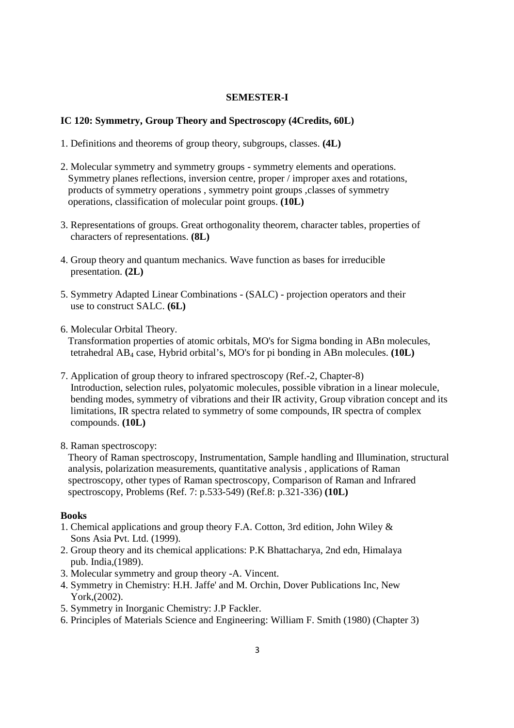## SEMESTER-I

### IC 120: Symmetry, Group Theory and Spectroscopy (4Credits, 60L)

1. Definitions and theorems of group theory, subgroups, classes. **(4L)**

2. Molecular symmetry and symmetry groups - symmetry elements and operations. Symmetry planes reflections, inversion centre, proper / improper axes and rotations, products of symmetry operations , symmetry point groups ,classes of symmetry operations, classification of molecular point groups. **(10L)**

3. Representations of groups. Great orthogonality theorem, character tables, properties of characters of representations. **(8L)**

4. Group theory and quantum mechanics. Wave function as bases for irreducible presentation. **(2L)**

5. Symmetry Adapted Linear Combinations - (SALC) - projection operators and their use to construct SALC. **(6L)**

6. Molecular Orbital Theory.
   Transformation properties of atomic orbitals, MO's for Sigma bonding in ABn molecules, tetrahedral $AB_4$ case, Hybrid orbital's, MO's for pi bonding in ABn molecules. **(10L)**

7. Application of group theory to infrared spectroscopy (Ref.-2, Chapter-8)
   Introduction, selection rules, polyatomic molecules, possible vibration in a linear molecule, bending modes, symmetry of vibrations and their IR activity, Group vibration concept and its limitations, IR spectra related to symmetry of some compounds, IR spectra of complex compounds. **(10L)**

8. Raman spectroscopy:
   Theory of Raman spectroscopy, Instrumentation, Sample handling and Illumination, structural analysis, polarization measurements, quantitative analysis , applications of Raman spectroscopy, other types of Raman spectroscopy, Comparison of Raman and Infrared spectroscopy, Problems (Ref. 7: p.533-549) (Ref.8: p.321-336) **(10L)**

**Books**

1. Chemical applications and group theory F.A. Cotton, 3rd edition, John Wiley & Sons Asia Pvt. Ltd. (1999).
2. Group theory and its chemical applications: P.K Bhattacharya, 2nd edn, Himalaya pub. India,(1989).
3. Molecular symmetry and group theory -A. Vincent.
4. Symmetry in Chemistry: H.H. Jaffe' and M. Orchin, Dover Publications Inc, New York,(2002).
5. Symmetry in Inorganic Chemistry: J.P Fackler.
6. Principles of Materials Science and Engineering: William F. Smith (1980) (Chapter 3)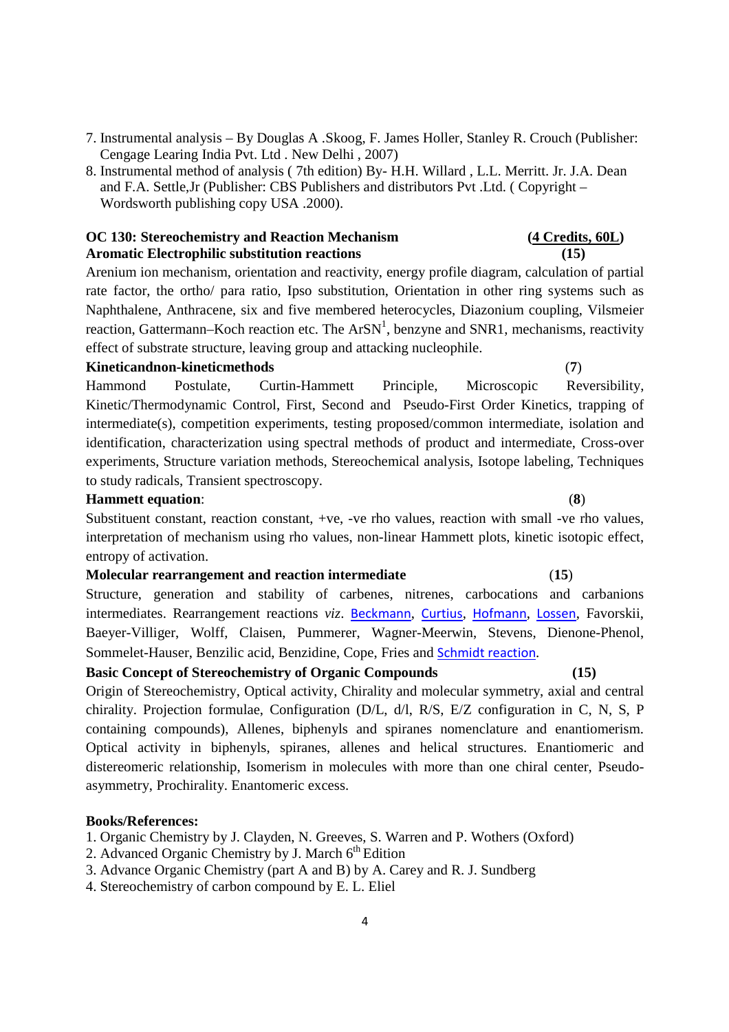7. Instrumental analysis – By Douglas A .Skoog, F. James Holler, Stanley R. Crouch (Publisher: Cengage Learing India Pvt. Ltd . New Delhi , 2007)
8. Instrumental method of analysis ( 7th edition) By- H.H. Willard , L.L. Merritt. Jr. J.A. Dean and F.A. Settle,Jr (Publisher: CBS Publishers and distributors Pvt .Ltd. ( Copyright – Wordsworth publishing copy USA .2000).

**OC 130: Stereochemistry and Reaction Mechanism** **(4 Credits, 60L)**

**Aromatic Electrophilic substitution reactions** **(15)**

Arenium ion mechanism, orientation and reactivity, energy profile diagram, calculation of partial rate factor, the ortho/ para ratio, Ipso substitution, Orientation in other ring systems such as Naphthalene, Anthracene, six and five membered heterocycles, Diazonium coupling, Vilsmeier reaction, Gattermann–Koch reaction etc. The $ArSN^1$, benzyne and SNR1, mechanisms, reactivity effect of substrate structure, leaving group and attacking nucleophile.

**Kineticandnon-kineticmethods** (**7**)

Hammond Postulate, Curtin-Hammett Principle, Microscopic Reversibility, Kinetic/Thermodynamic Control, First, Second and Pseudo-First Order Kinetics, trapping of intermediate(s), competition experiments, testing proposed/common intermediate, isolation and identification, characterization using spectral methods of product and intermediate, Cross-over experiments, Structure variation methods, Stereochemical analysis, Isotope labeling, Techniques to study radicals, Transient spectroscopy.

**Hammett equation**: (**8**)

Substituent constant, reaction constant, +ve, -ve rho values, reaction with small -ve rho values, interpretation of mechanism using rho values, non-linear Hammett plots, kinetic isotopic effect, entropy of activation.

**Molecular rearrangement and reaction intermediate** (**15**)

Structure, generation and stability of carbenes, nitrenes, carbocations and carbanions intermediates. Rearrangement reactions *viz*. Beckmann, Curtius, Hofmann, Lossen, Favorskii, Baeyer-Villiger, Wolff, Claisen, Pummerer, Wagner-Meerwin, Stevens, Dienone-Phenol, Sommelet-Hauser, Benzilic acid, Benzidine, Cope, Fries and Schmidt reaction.

**Basic Concept of Stereochemistry of Organic Compounds** **(15)**

Origin of Stereochemistry, Optical activity, Chirality and molecular symmetry, axial and central chirality. Projection formulae, Configuration (D/L, d/l, R/S, E/Z configuration in C, N, S, P containing compounds), Allenes, biphenyls and spiranes nomenclature and enantiomerism. Optical activity in biphenyls, spiranes, allenes and helical structures. Enantiomeric and distereomeric relationship, Isomerism in molecules with more than one chiral center, Pseudo-asymmetry, Prochirality. Enantomeric excess.

**Books/References:**

1. Organic Chemistry by J. Clayden, N. Greeves, S. Warren and P. Wothers (Oxford)
2. Advanced Organic Chemistry by J. March $6^{th}$ Edition
3. Advance Organic Chemistry (part A and B) by A. Carey and R. J. Sundberg
4. Stereochemistry of carbon compound by E. L. Eliel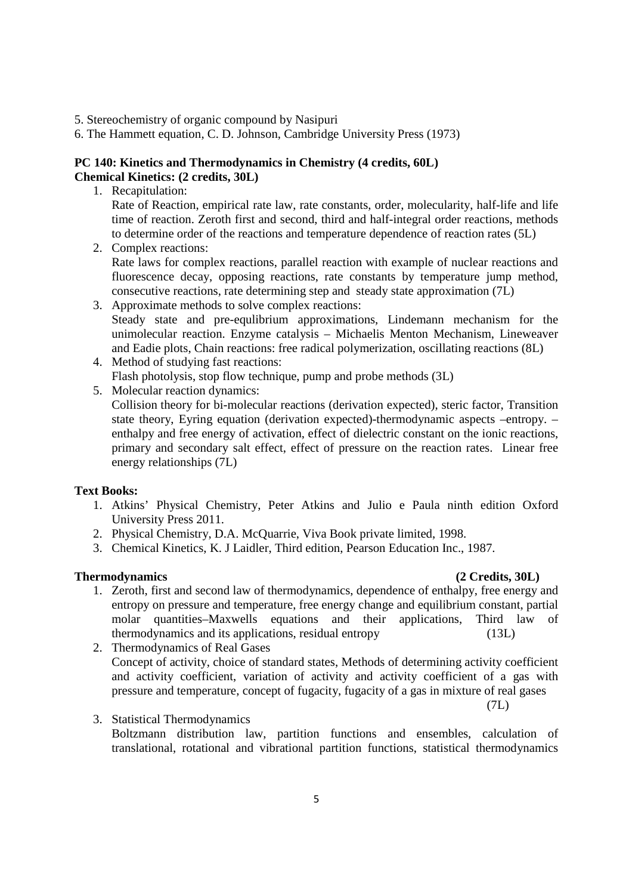5. Stereochemistry of organic compound by Nasipuri
6. The Hammett equation, C. D. Johnson, Cambridge University Press (1973)

**PC 140: Kinetics and Thermodynamics in Chemistry (4 credits, 60L)**
**Chemical Kinetics: (2 credits, 30L)**

1. Recapitulation:
   Rate of Reaction, empirical rate law, rate constants, order, molecularity, half-life and life time of reaction. Zeroth first and second, third and half-integral order reactions, methods to determine order of the reactions and temperature dependence of reaction rates (5L)
2. Complex reactions:
   Rate laws for complex reactions, parallel reaction with example of nuclear reactions and fluorescence decay, opposing reactions, rate constants by temperature jump method, consecutive reactions, rate determining step and steady state approximation (7L)
3. Approximate methods to solve complex reactions:
   Steady state and pre-equlibrium approximations, Lindemann mechanism for the unimolecular reaction. Enzyme catalysis – Michaelis Menton Mechanism, Lineweaver and Eadie plots, Chain reactions: free radical polymerization, oscillating reactions (8L)
4. Method of studying fast reactions:
   Flash photolysis, stop flow technique, pump and probe methods (3L)
5. Molecular reaction dynamics:
   Collision theory for bi-molecular reactions (derivation expected), steric factor, Transition state theory, Eyring equation (derivation expected)-thermodynamic aspects –entropy. –enthalpy and free energy of activation, effect of dielectric constant on the ionic reactions, primary and secondary salt effect, effect of pressure on the reaction rates. Linear free energy relationships (7L)

**Text Books:**

1. Atkins' Physical Chemistry, Peter Atkins and Julio e Paula ninth edition Oxford University Press 2011.
2. Physical Chemistry, D.A. McQuarrie, Viva Book private limited, 1998.
3. Chemical Kinetics, K. J Laidler, Third edition, Pearson Education Inc., 1987.

**Thermodynamics (2 Credits, 30L)**

1. Zeroth, first and second law of thermodynamics, dependence of enthalpy, free energy and entropy on pressure and temperature, free energy change and equilibrium constant, partial molar quantities–Maxwells equations and their applications, Third law of thermodynamics and its applications, residual entropy (13L)
2. Thermodynamics of Real Gases
   Concept of activity, choice of standard states, Methods of determining activity coefficient and activity coefficient, variation of activity and activity coefficient of a gas with pressure and temperature, concept of fugacity, fugacity of a gas in mixture of real gases (7L)
3. Statistical Thermodynamics
   Boltzmann distribution law, partition functions and ensembles, calculation of translational, rotational and vibrational partition functions, statistical thermodynamics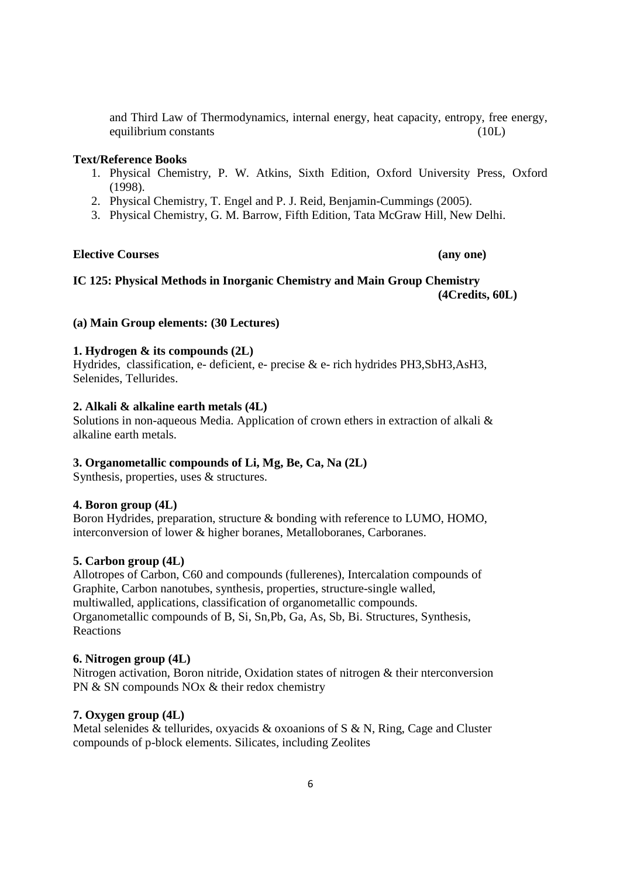and Third Law of Thermodynamics, internal energy, heat capacity, entropy, free energy, equilibrium constants (10L)

**Text/Reference Books**

1. Physical Chemistry, P. W. Atkins, Sixth Edition, Oxford University Press, Oxford (1998).
2. Physical Chemistry, T. Engel and P. J. Reid, Benjamin-Cummings (2005).
3. Physical Chemistry, G. M. Barrow, Fifth Edition, Tata McGraw Hill, New Delhi.

**Elective Courses (any one)**

**IC 125: Physical Methods in Inorganic Chemistry and Main Group Chemistry (4Credits, 60L)**

**(a) Main Group elements: (30 Lectures)**

**1. Hydrogen & its compounds (2L)**

Hydrides, classification, e- deficient, e- precise & e- rich hydrides $PH_3$,$SbH_3$,$AsH_3$, Selenides, Tellurides.

**2. Alkali & alkaline earth metals (4L)**

Solutions in non-aqueous Media. Application of crown ethers in extraction of alkali & alkaline earth metals.

**3. Organometallic compounds of Li, Mg, Be, Ca, Na (2L)**

Synthesis, properties, uses & structures.

**4. Boron group (4L)**

Boron Hydrides, preparation, structure & bonding with reference to LUMO, HOMO, interconversion of lower & higher boranes, Metalloboranes, Carboranes.

**5. Carbon group (4L)**

Allotropes of Carbon, $C_{60}$ and compounds (fullerenes), Intercalation compounds of Graphite, Carbon nanotubes, synthesis, properties, structure-single walled, multiwalled, applications, classification of organometallic compounds. Organometallic compounds of B, Si, Sn,Pb, Ga, As, Sb, Bi. Structures, Synthesis, Reactions

**6. Nitrogen group (4L)**

Nitrogen activation, Boron nitride, Oxidation states of nitrogen & their nterconversion PN & SN compounds $NO_x$ & their redox chemistry

**7. Oxygen group (4L)**

Metal selenides & tellurides, oxyacids & oxoanions of S & N, Ring, Cage and Cluster compounds of p-block elements. Silicates, including Zeolites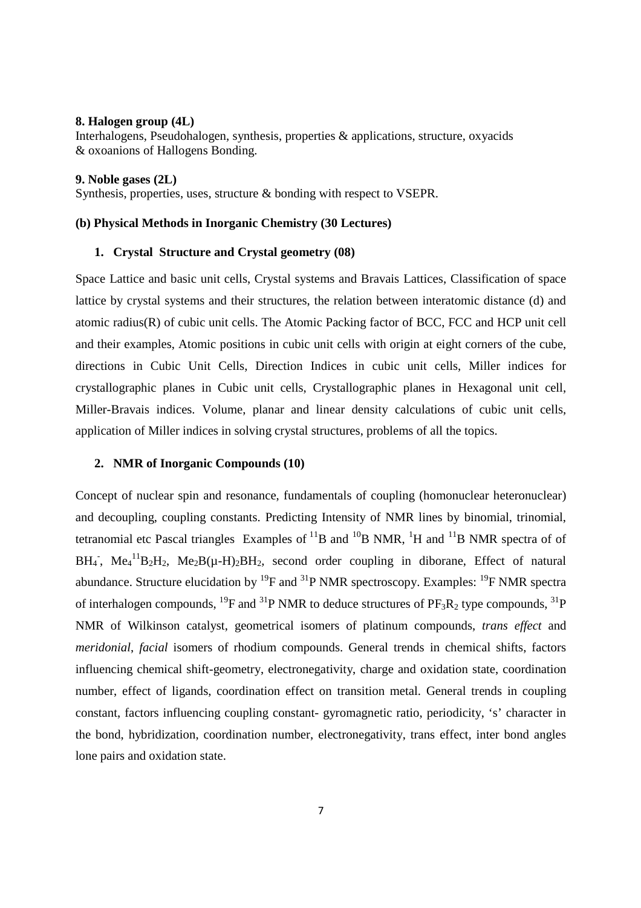**8. Halogen group (4L)**

Interhalogens, Pseudohalogen, synthesis, properties & applications, structure, oxyacids & oxoanions of Hallogens Bonding.

**9. Noble gases (2L)**

Synthesis, properties, uses, structure & bonding with respect to VSEPR.

**(b) Physical Methods in Inorganic Chemistry (30 Lectures)**

**1. Crystal Structure and Crystal geometry (08)**

Space Lattice and basic unit cells, Crystal systems and Bravais Lattices, Classification of space lattice by crystal systems and their structures, the relation between interatomic distance (d) and atomic radius(R) of cubic unit cells. The Atomic Packing factor of BCC, FCC and HCP unit cell and their examples, Atomic positions in cubic unit cells with origin at eight corners of the cube, directions in Cubic Unit Cells, Direction Indices in cubic unit cells, Miller indices for crystallographic planes in Cubic unit cells, Crystallographic planes in Hexagonal unit cell, Miller-Bravais indices. Volume, planar and linear density calculations of cubic unit cells, application of Miller indices in solving crystal structures, problems of all the topics.

**2. NMR of Inorganic Compounds (10)**

Concept of nuclear spin and resonance, fundamentals of coupling (homonuclear heteronuclear) and decoupling, coupling constants. Predicting Intensity of NMR lines by binomial, trinomial, tetranomial etc Pascal triangles Examples of $^{11}B$ and $^{10}B$ NMR, $^{1}H$ and $^{11}B$ NMR spectra of of $BH_4^-$, $Me_4{}^{11}B_2H_2$, $Me_2B(\mu\text{-}H)_2BH_2$, second order coupling in diborane, Effect of natural abundance. Structure elucidation by $^{19}F$ and $^{31}P$ NMR spectroscopy. Examples: $^{19}F$ NMR spectra of interhalogen compounds, $^{19}F$ and $^{31}P$ NMR to deduce structures of $PF_3R_2$ type compounds, $^{31}P$ NMR of Wilkinson catalyst, geometrical isomers of platinum compounds, *trans effect* and *meridonial*, *facial* isomers of rhodium compounds. General trends in chemical shifts, factors influencing chemical shift-geometry, electronegativity, charge and oxidation state, coordination number, effect of ligands, coordination effect on transition metal. General trends in coupling constant, factors influencing coupling constant- gyromagnetic ratio, periodicity, 's' character in the bond, hybridization, coordination number, electronegativity, trans effect, inter bond angles lone pairs and oxidation state.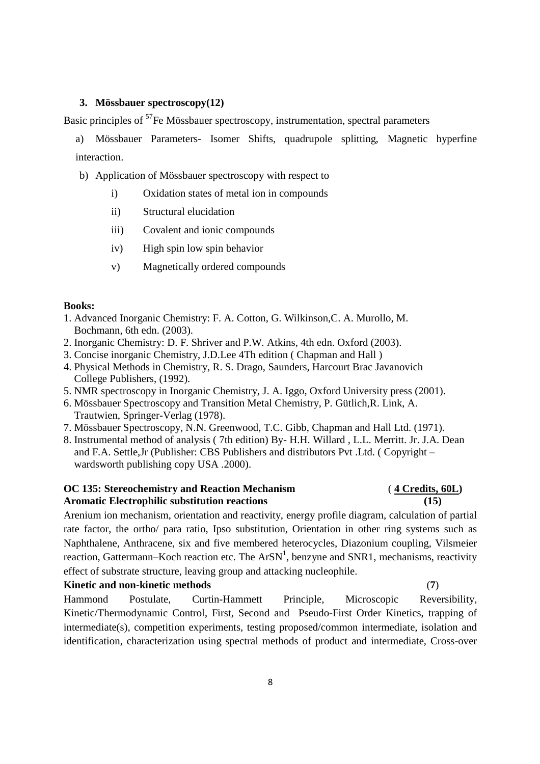### 3. Mössbauer spectroscopy(12)

Basic principles of $^{57}$Fe Mössbauer spectroscopy, instrumentation, spectral parameters

a) Mössbauer Parameters- Isomer Shifts, quadrupole splitting, Magnetic hyperfine interaction.

b) Application of Mössbauer spectroscopy with respect to

- i) Oxidation states of metal ion in compounds
- ii) Structural elucidation
- iii) Covalent and ionic compounds
- iv) High spin low spin behavior
- v) Magnetically ordered compounds

**Books:**

1. Advanced Inorganic Chemistry: F. A. Cotton, G. Wilkinson,C. A. Murollo, M. Bochmann, 6th edn. (2003).
2. Inorganic Chemistry: D. F. Shriver and P.W. Atkins, 4th edn. Oxford (2003).
3. Concise inorganic Chemistry, J.D.Lee 4Th edition ( Chapman and Hall )
4. Physical Methods in Chemistry, R. S. Drago, Saunders, Harcourt Brac Javanovich College Publishers, (1992).
5. NMR spectroscopy in Inorganic Chemistry, J. A. Iggo, Oxford University press (2001).
6. Mössbauer Spectroscopy and Transition Metal Chemistry, P. Gütlich,R. Link, A. Trautwien, Springer-Verlag (1978).
7. Mössbauer Spectroscopy, N.N. Greenwood, T.C. Gibb, Chapman and Hall Ltd. (1971).
8. Instrumental method of analysis ( 7th edition) By- H.H. Willard , L.L. Merritt. Jr. J.A. Dean and F.A. Settle,Jr (Publisher: CBS Publishers and distributors Pvt .Ltd. ( Copyright – wardsworth publishing copy USA .2000).

**OC 135: Stereochemistry and Reaction Mechanism** ( **4 Credits, 60L**)

**Aromatic Electrophilic substitution reactions** **(15)**

Arenium ion mechanism, orientation and reactivity, energy profile diagram, calculation of partial rate factor, the ortho/ para ratio, Ipso substitution, Orientation in other ring systems such as Naphthalene, Anthracene, six and five membered heterocycles, Diazonium coupling, Vilsmeier reaction, Gattermann–Koch reaction etc. The ArSN[1], benzyne and SNR1, mechanisms, reactivity effect of substrate structure, leaving group and attacking nucleophile.

**Kinetic and non-kinetic methods** (**7**)

Hammond Postulate, Curtin-Hammett Principle, Microscopic Reversibility, Kinetic/Thermodynamic Control, First, Second and Pseudo-First Order Kinetics, trapping of intermediate(s), competition experiments, testing proposed/common intermediate, isolation and identification, characterization using spectral methods of product and intermediate, Cross-over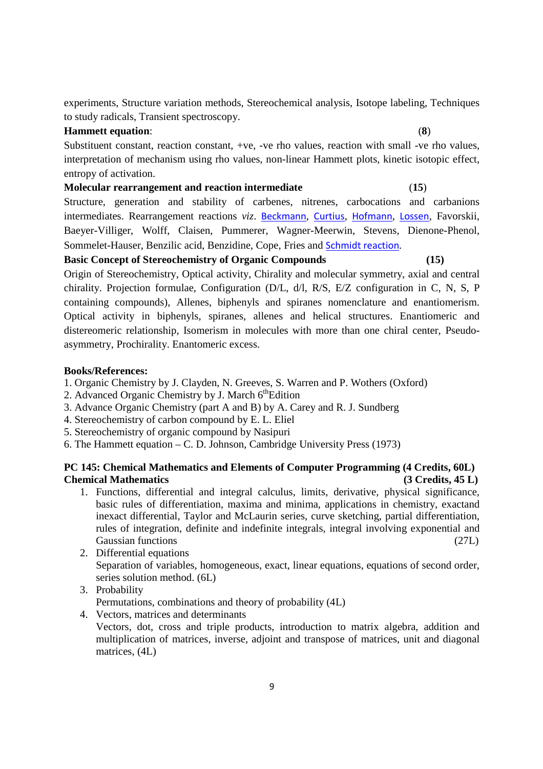experiments, Structure variation methods, Stereochemical analysis, Isotope labeling, Techniques to study radicals, Transient spectroscopy.

**Hammett equation**: (**8**)

Substituent constant, reaction constant, +ve, -ve rho values, reaction with small -ve rho values, interpretation of mechanism using rho values, non-linear Hammett plots, kinetic isotopic effect, entropy of activation.

**Molecular rearrangement and reaction intermediate** (**15**)

Structure, generation and stability of carbenes, nitrenes, carbocations and carbanions intermediates. Rearrangement reactions *viz*. Beckmann, Curtius, Hofmann, Lossen, Favorskii, Baeyer-Villiger, Wolff, Claisen, Pummerer, Wagner-Meerwin, Stevens, Dienone-Phenol, Sommelet-Hauser, Benzilic acid, Benzidine, Cope, Fries and Schmidt reaction.

**Basic Concept of Stereochemistry of Organic Compounds** **(15)**

Origin of Stereochemistry, Optical activity, Chirality and molecular symmetry, axial and central chirality. Projection formulae, Configuration (D/L, d/l, R/S, E/Z configuration in C, N, S, P containing compounds), Allenes, biphenyls and spiranes nomenclature and enantiomerism. Optical activity in biphenyls, spiranes, allenes and helical structures. Enantiomeric and distereomeric relationship, Isomerism in molecules with more than one chiral center, Pseudo-asymmetry, Prochirality. Enantomeric excess.

**Books/References:**

1. Organic Chemistry by J. Clayden, N. Greeves, S. Warren and P. Wothers (Oxford)
2. Advanced Organic Chemistry by J. March 6thEdition
3. Advance Organic Chemistry (part A and B) by A. Carey and R. J. Sundberg
4. Stereochemistry of carbon compound by E. L. Eliel
5. Stereochemistry of organic compound by Nasipuri
6. The Hammett equation – C. D. Johnson, Cambridge University Press (1973)

**PC 145: Chemical Mathematics and Elements of Computer Programming (4 Credits, 60L)**
**Chemical Mathematics (3 Credits, 45 L)**

1. Functions, differential and integral calculus, limits, derivative, physical significance, basic rules of differentiation, maxima and minima, applications in chemistry, exactand inexact differential, Taylor and McLaurin series, curve sketching, partial differentiation, rules of integration, definite and indefinite integrals, integral involving exponential and Gaussian functions (27L)
2. Differential equations
   Separation of variables, homogeneous, exact, linear equations, equations of second order, series solution method. (6L)
3. Probability
   Permutations, combinations and theory of probability (4L)
4. Vectors, matrices and determinants
   Vectors, dot, cross and triple products, introduction to matrix algebra, addition and multiplication of matrices, inverse, adjoint and transpose of matrices, unit and diagonal matrices, (4L)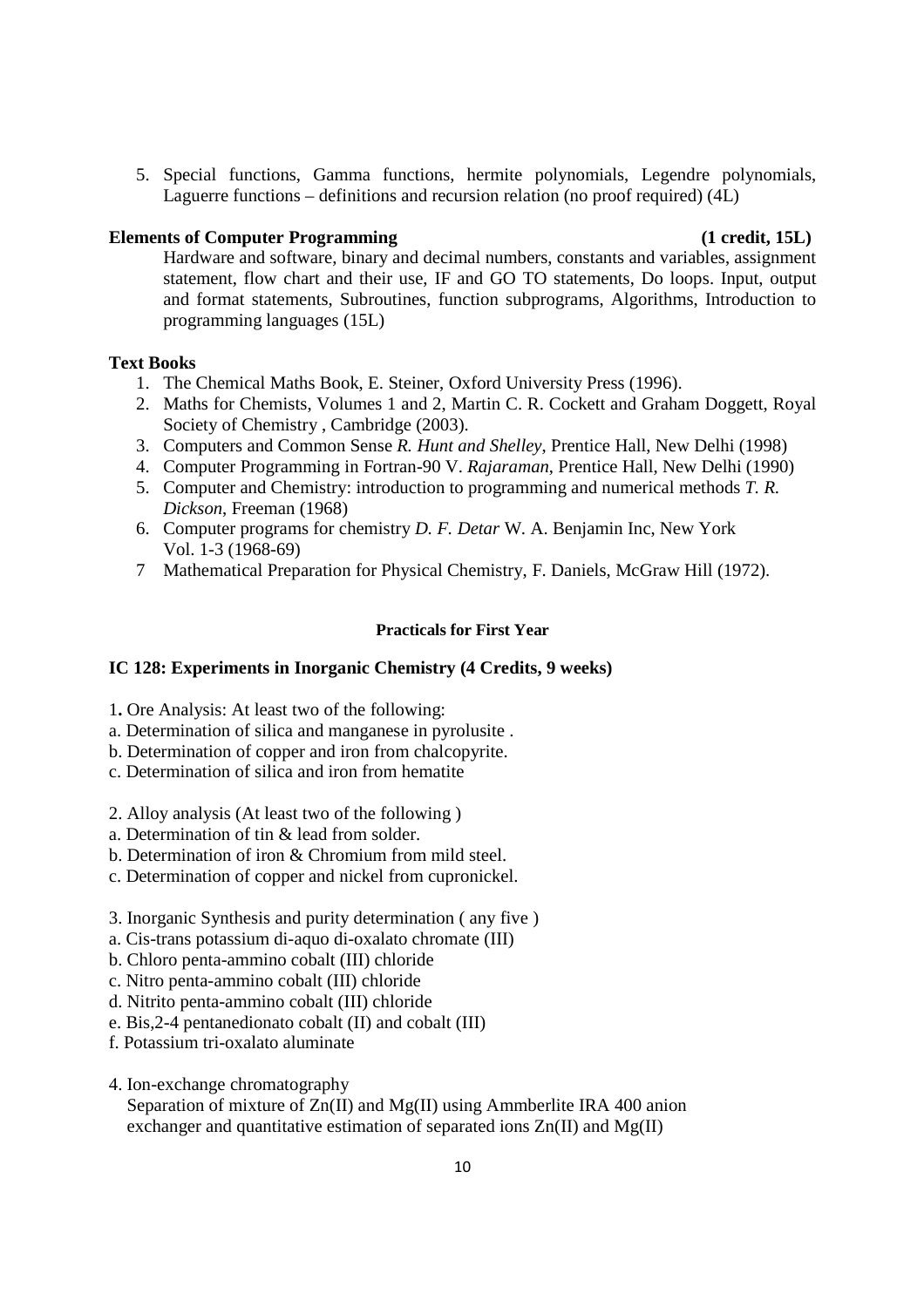5. Special functions, Gamma functions, hermite polynomials, Legendre polynomials, Laguerre functions – definitions and recursion relation (no proof required) (4L)

**Elements of Computer Programming** **(1 credit, 15L)**

Hardware and software, binary and decimal numbers, constants and variables, assignment statement, flow chart and their use, IF and GO TO statements, Do loops. Input, output and format statements, Subroutines, function subprograms, Algorithms, Introduction to programming languages (15L)

**Text Books**

1. The Chemical Maths Book, E. Steiner, Oxford University Press (1996).
2. Maths for Chemists, Volumes 1 and 2, Martin C. R. Cockett and Graham Doggett, Royal Society of Chemistry , Cambridge (2003).
3. Computers and Common Sense *R. Hunt and Shelley*, Prentice Hall, New Delhi (1998)
4. Computer Programming in Fortran-90 V. *Rajaraman*, Prentice Hall, New Delhi (1990)
5. Computer and Chemistry: introduction to programming and numerical methods *T. R. Dickson*, Freeman (1968)
6. Computer programs for chemistry *D. F. Detar* W. A. Benjamin Inc, New York Vol. 1-3 (1968-69)
7. Mathematical Preparation for Physical Chemistry, F. Daniels, McGraw Hill (1972).

**Practicals for First Year**

**IC 128: Experiments in Inorganic Chemistry (4 Credits, 9 weeks)**

1. Ore Analysis: At least two of the following:
a. Determination of silica and manganese in pyrolusite .
b. Determination of copper and iron from chalcopyrite.
c. Determination of silica and iron from hematite

2. Alloy analysis (At least two of the following )
a. Determination of tin & lead from solder.
b. Determination of iron & Chromium from mild steel.
c. Determination of copper and nickel from cupronickel.

3. Inorganic Synthesis and purity determination ( any five )
a. Cis-trans potassium di-aquo di-oxalato chromate (III)
b. Chloro penta-ammino cobalt (III) chloride
c. Nitro penta-ammino cobalt (III) chloride
d. Nitrito penta-ammino cobalt (III) chloride
e. Bis,2-4 pentanedionato cobalt (II) and cobalt (III)
f. Potassium tri-oxalato aluminate

4. Ion-exchange chromatography
Separation of mixture of Zn(II) and Mg(II) using Ammberlite IRA 400 anion exchanger and quantitative estimation of separated ions Zn(II) and Mg(II)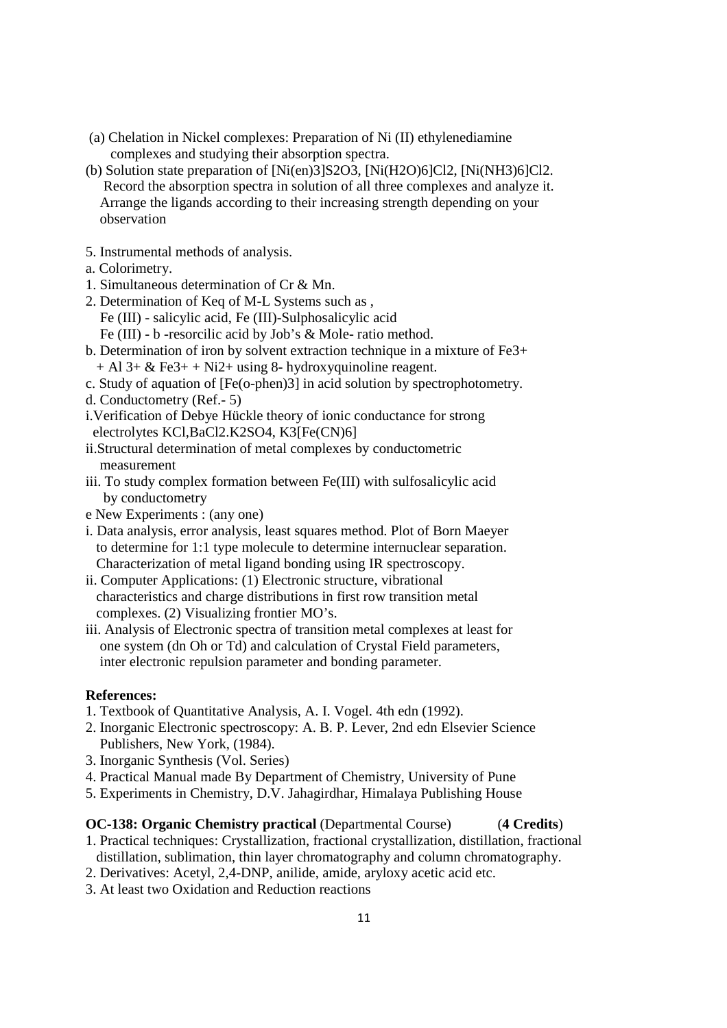(a) Chelation in Nickel complexes: Preparation of Ni (II) ethylenediamine complexes and studying their absorption spectra.

(b) Solution state preparation of $[Ni(en)_3]S_2O_3$, $[Ni(H_2O)_6]Cl_2$, $[Ni(NH_3)_6]Cl_2$. Record the absorption spectra in solution of all three complexes and analyze it. Arrange the ligands according to their increasing strength depending on your observation

5. Instrumental methods of analysis.

a. Colorimetry.

1. Simultaneous determination of Cr & Mn.
2. Determination of Keq of M-L Systems such as , Fe (III) - salicylic acid, Fe (III)-Sulphosalicylic acid Fe (III) - b -resorcilic acid by Job's & Mole- ratio method.

b. Determination of iron by solvent extraction technique in a mixture of $Fe^{3+}$ + $Al^{3+}$ & $Fe^{3+}$ + $Ni^{2+}$ using 8- hydroxyquinoline reagent.

c. Study of aquation of [Fe(o-phen)3] in acid solution by spectrophotometry.

d. Conductometry (Ref.- 5)

i. Verification of Debye Hückle theory of ionic conductance for strong electrolytes KCl, $BaCl_2$.$K_2SO_4$, $K_3[Fe(CN)_6]$

ii. Structural determination of metal complexes by conductometric measurement

iii. To study complex formation between Fe(III) with sulfosalicylic acid by conductometry

e New Experiments : (any one)

i. Data analysis, error analysis, least squares method. Plot of Born Maeyer to determine for 1:1 type molecule to determine internuclear separation. Characterization of metal ligand bonding using IR spectroscopy.

ii. Computer Applications: (1) Electronic structure, vibrational characteristics and charge distributions in first row transition metal complexes. (2) Visualizing frontier MO's.

iii. Analysis of Electronic spectra of transition metal complexes at least for one system (dn Oh or Td) and calculation of Crystal Field parameters, inter electronic repulsion parameter and bonding parameter.

**References:**

1. Textbook of Quantitative Analysis, A. I. Vogel. 4th edn (1992).
2. Inorganic Electronic spectroscopy: A. B. P. Lever, 2nd edn Elsevier Science Publishers, New York, (1984).
3. Inorganic Synthesis (Vol. Series)
4. Practical Manual made By Department of Chemistry, University of Pune
5. Experiments in Chemistry, D.V. Jahagirdhar, Himalaya Publishing House

**OC-138: Organic Chemistry practical** (Departmental Course) (**4 Credits**)

1. Practical techniques: Crystallization, fractional crystallization, distillation, fractional distillation, sublimation, thin layer chromatography and column chromatography.
2. Derivatives: Acetyl, 2,4-DNP, anilide, amide, aryloxy acetic acid etc.
3. At least two Oxidation and Reduction reactions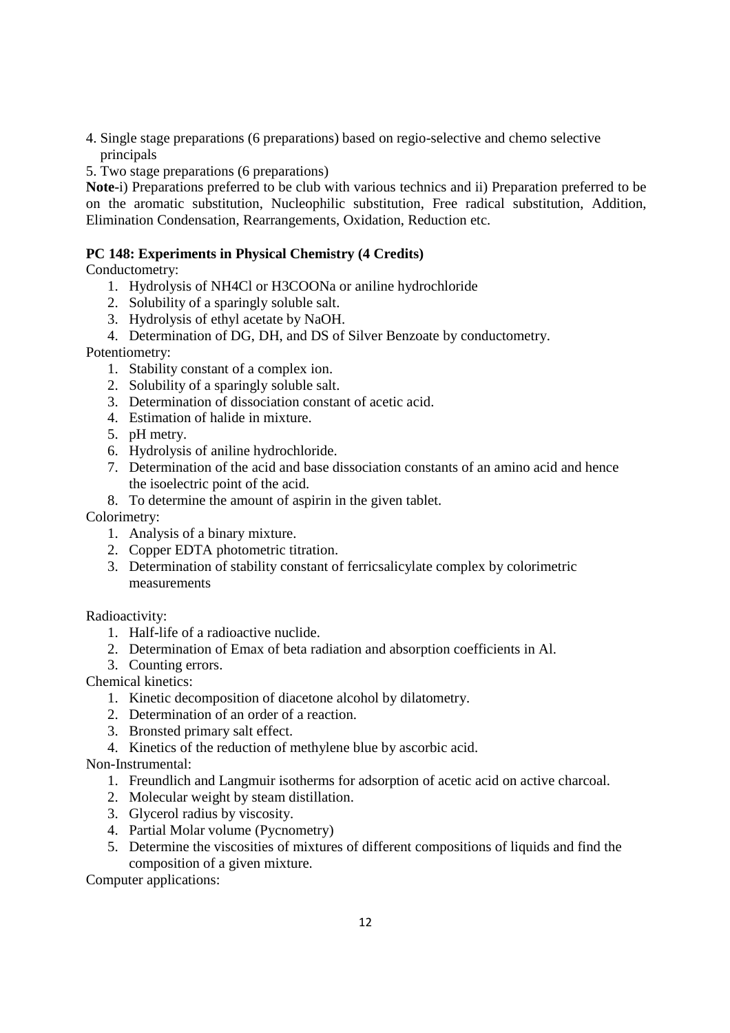4. Single stage preparations (6 preparations) based on regio-selective and chemo selective principals
5. Two stage preparations (6 preparations)

**Note**-i) Preparations preferred to be club with various technics and ii) Preparation preferred to be on the aromatic substitution, Nucleophilic substitution, Free radical substitution, Addition, Elimination Condensation, Rearrangements, Oxidation, Reduction etc.

**PC 148: Experiments in Physical Chemistry (4 Credits)**

Conductometry:

1. Hydrolysis of $NH_4Cl$ or $H_3COONa$ or aniline hydrochloride
2. Solubility of a sparingly soluble salt.
3. Hydrolysis of ethyl acetate by NaOH.
4. Determination of DG, DH, and DS of Silver Benzoate by conductometry.

Potentiometry:

1. Stability constant of a complex ion.
2. Solubility of a sparingly soluble salt.
3. Determination of dissociation constant of acetic acid.
4. Estimation of halide in mixture.
5. pH metry.
6. Hydrolysis of aniline hydrochloride.
7. Determination of the acid and base dissociation constants of an amino acid and hence the isoelectric point of the acid.
8. To determine the amount of aspirin in the given tablet.

Colorimetry:

1. Analysis of a binary mixture.
2. Copper EDTA photometric titration.
3. Determination of stability constant of ferricsalicylate complex by colorimetric measurements

Radioactivity:

1. Half-life of a radioactive nuclide.
2. Determination of Emax of beta radiation and absorption coefficients in Al.
3. Counting errors.

Chemical kinetics:

1. Kinetic decomposition of diacetone alcohol by dilatometry.
2. Determination of an order of a reaction.
3. Bronsted primary salt effect.
4. Kinetics of the reduction of methylene blue by ascorbic acid.

Non-Instrumental:

1. Freundlich and Langmuir isotherms for adsorption of acetic acid on active charcoal.
2. Molecular weight by steam distillation.
3. Glycerol radius by viscosity.
4. Partial Molar volume (Pycnometry)
5. Determine the viscosities of mixtures of different compositions of liquids and find the composition of a given mixture.

Computer applications: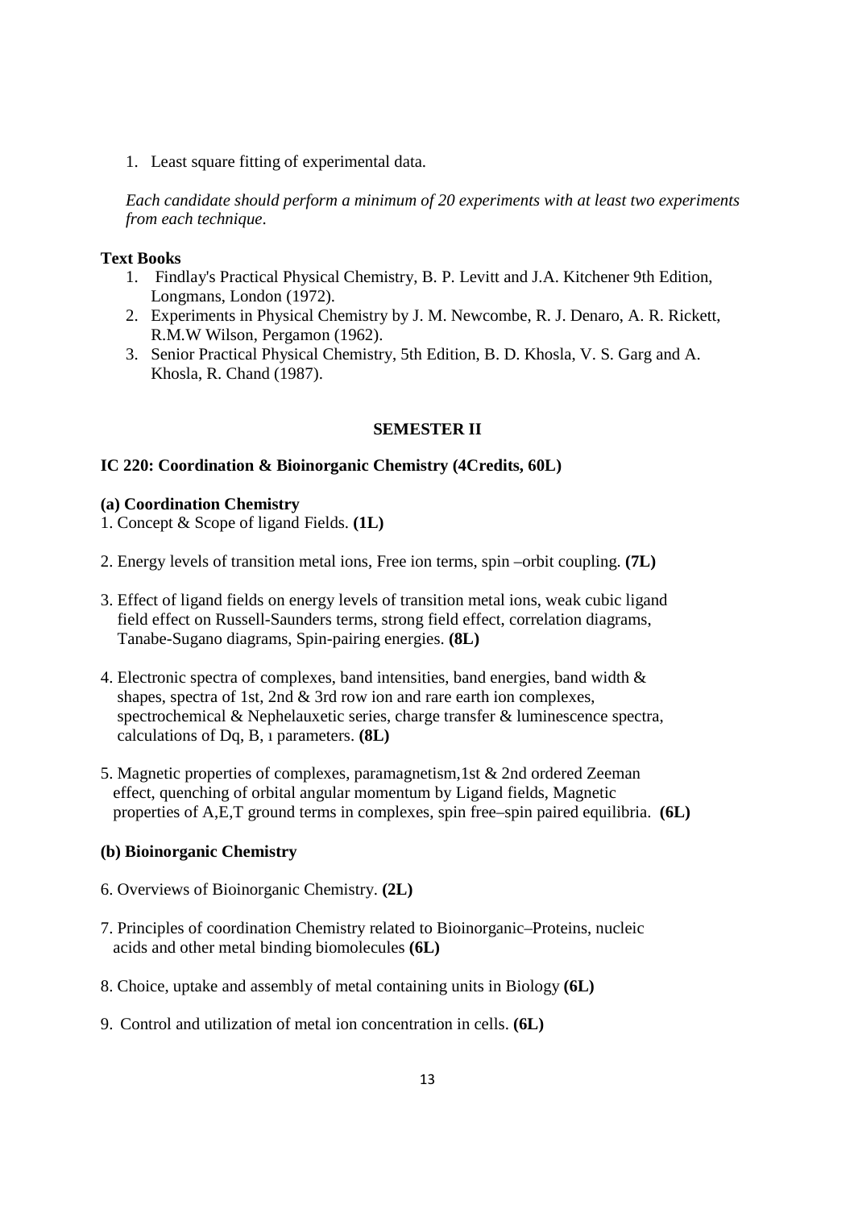1. Least square fitting of experimental data.

*Each candidate should perform a minimum of 20 experiments with at least two experiments from each technique*.

**Text Books**

1. Findlay's Practical Physical Chemistry, B. P. Levitt and J.A. Kitchener 9th Edition, Longmans, London (1972).
2. Experiments in Physical Chemistry by J. M. Newcombe, R. J. Denaro, A. R. Rickett, R.M.W Wilson, Pergamon (1962).
3. Senior Practical Physical Chemistry, 5th Edition, B. D. Khosla, V. S. Garg and A. Khosla, R. Chand (1987).

## SEMESTER II

### IC 220: Coordination & Bioinorganic Chemistry (4Credits, 60L)

#### (a) Coordination Chemistry

1. Concept & Scope of ligand Fields. **(1L)**

2. Energy levels of transition metal ions, Free ion terms, spin –orbit coupling. **(7L)**

3. Effect of ligand fields on energy levels of transition metal ions, weak cubic ligand field effect on Russell-Saunders terms, strong field effect, correlation diagrams, Tanabe-Sugano diagrams, Spin-pairing energies. **(8L)**

4. Electronic spectra of complexes, band intensities, band energies, band width & shapes, spectra of 1st, 2nd & 3rd row ion and rare earth ion complexes, spectrochemical & Nephelauxetic series, charge transfer & luminescence spectra, calculations of Dq, B, ı parameters. **(8L)**

5. Magnetic properties of complexes, paramagnetism,1st & 2nd ordered Zeeman effect, quenching of orbital angular momentum by Ligand fields, Magnetic properties of A,E,T ground terms in complexes, spin free–spin paired equilibria. **(6L)**

#### (b) Bioinorganic Chemistry

6. Overviews of Bioinorganic Chemistry. **(2L)**

7. Principles of coordination Chemistry related to Bioinorganic–Proteins, nucleic acids and other metal binding biomolecules **(6L)**

8. Choice, uptake and assembly of metal containing units in Biology **(6L)**

9. Control and utilization of metal ion concentration in cells. **(6L)**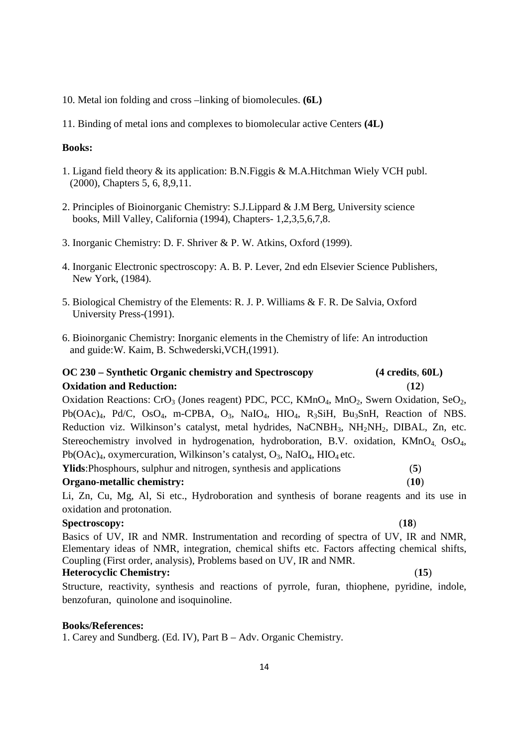10. Metal ion folding and cross –linking of biomolecules. **(6L)**

11. Binding of metal ions and complexes to biomolecular active Centers **(4L)**

**Books:**

1. Ligand field theory & its application: B.N.Figgis & M.A.Hitchman Wiely VCH publ. (2000), Chapters 5, 6, 8,9,11.

2. Principles of Bioinorganic Chemistry: S.J.Lippard & J.M Berg, University science books, Mill Valley, California (1994), Chapters- 1,2,3,5,6,7,8.

3. Inorganic Chemistry: D. F. Shriver & P. W. Atkins, Oxford (1999).

4. Inorganic Electronic spectroscopy: A. B. P. Lever, 2nd edn Elsevier Science Publishers, New York, (1984).

5. Biological Chemistry of the Elements: R. J. P. Williams & F. R. De Salvia, Oxford University Press-(1991).

6. Bioinorganic Chemistry: Inorganic elements in the Chemistry of life: An introduction and guide:W. Kaim, B. Schwederski,VCH,(1991).

## OC 230 – Synthetic Organic chemistry and Spectroscopy (4 credits, 60L)

**Oxidation and Reduction:** (**12**)

Oxidation Reactions: $CrO_3$ (Jones reagent) PDC, PCC, $KMnO_4$, $MnO_2$, Swern Oxidation, $SeO_2$, $Pb(OAc)_4$, Pd/C, $OsO_4$, m-CPBA, $O_3$, $NaIO_4$, $HIO_4$, $R_3SiH$, $Bu_3SnH$, Reaction of NBS. Reduction viz. Wilkinson's catalyst, metal hydrides, $NaCNBH_3$, $NH_2NH_2$, DIBAL, Zn, etc. Stereochemistry involved in hydrogenation, hydroboration, B.V. oxidation, $KMnO_4$, $OsO_4$, $Pb(OAc)_4$, oxymercuration, Wilkinson's catalyst, $O_3$, $NaIO_4$, $HIO_4$ etc.

**Ylids**:Phosphours, sulphur and nitrogen, synthesis and applications (**5**)

**Organo-metallic chemistry:** (**10**)

Li, Zn, Cu, Mg, Al, Si etc., Hydroboration and synthesis of borane reagents and its use in oxidation and protonation.

**Spectroscopy:** (**18**)

Basics of UV, IR and NMR. Instrumentation and recording of spectra of UV, IR and NMR, Elementary ideas of NMR, integration, chemical shifts etc. Factors affecting chemical shifts, Coupling (First order, analysis), Problems based on UV, IR and NMR.

**Heterocyclic Chemistry:** (**15**)

Structure, reactivity, synthesis and reactions of pyrrole, furan, thiophene, pyridine, indole, benzofuran, quinolone and isoquinoline.

**Books/References:**

1. Carey and Sundberg. (Ed. IV), Part B – Adv. Organic Chemistry.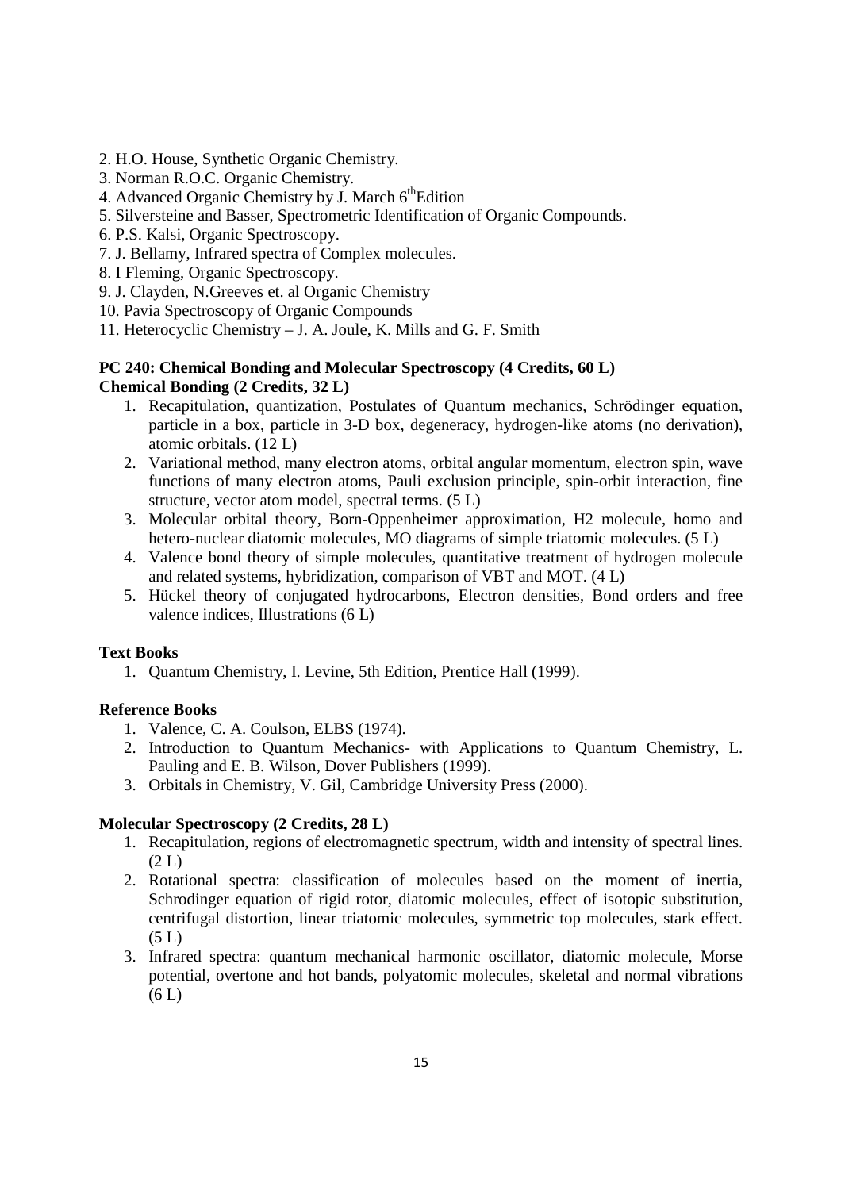2. H.O. House, Synthetic Organic Chemistry.
3. Norman R.O.C. Organic Chemistry.
4. Advanced Organic Chemistry by J. March 6th Edition
5. Silversteine and Basser, Spectrometric Identification of Organic Compounds.
6. P.S. Kalsi, Organic Spectroscopy.
7. J. Bellamy, Infrared spectra of Complex molecules.
8. I Fleming, Organic Spectroscopy.
9. J. Clayden, N.Greeves et. al Organic Chemistry
10. Pavia Spectroscopy of Organic Compounds
11. Heterocyclic Chemistry – J. A. Joule, K. Mills and G. F. Smith

**PC 240: Chemical Bonding and Molecular Spectroscopy (4 Credits, 60 L)**
**Chemical Bonding (2 Credits, 32 L)**

1. Recapitulation, quantization, Postulates of Quantum mechanics, Schrödinger equation, particle in a box, particle in 3-D box, degeneracy, hydrogen-like atoms (no derivation), atomic orbitals. (12 L)
2. Variational method, many electron atoms, orbital angular momentum, electron spin, wave functions of many electron atoms, Pauli exclusion principle, spin-orbit interaction, fine structure, vector atom model, spectral terms. (5 L)
3. Molecular orbital theory, Born-Oppenheimer approximation, H2 molecule, homo and hetero-nuclear diatomic molecules, MO diagrams of simple triatomic molecules. (5 L)
4. Valence bond theory of simple molecules, quantitative treatment of hydrogen molecule and related systems, hybridization, comparison of VBT and MOT. (4 L)
5. Hückel theory of conjugated hydrocarbons, Electron densities, Bond orders and free valence indices, Illustrations (6 L)

**Text Books**

1. Quantum Chemistry, I. Levine, 5th Edition, Prentice Hall (1999).

**Reference Books**

1. Valence, C. A. Coulson, ELBS (1974).
2. Introduction to Quantum Mechanics- with Applications to Quantum Chemistry, L. Pauling and E. B. Wilson, Dover Publishers (1999).
3. Orbitals in Chemistry, V. Gil, Cambridge University Press (2000).

**Molecular Spectroscopy (2 Credits, 28 L)**

1. Recapitulation, regions of electromagnetic spectrum, width and intensity of spectral lines. (2 L)
2. Rotational spectra: classification of molecules based on the moment of inertia, Schrodinger equation of rigid rotor, diatomic molecules, effect of isotopic substitution, centrifugal distortion, linear triatomic molecules, symmetric top molecules, stark effect. (5 L)
3. Infrared spectra: quantum mechanical harmonic oscillator, diatomic molecule, Morse potential, overtone and hot bands, polyatomic molecules, skeletal and normal vibrations (6 L)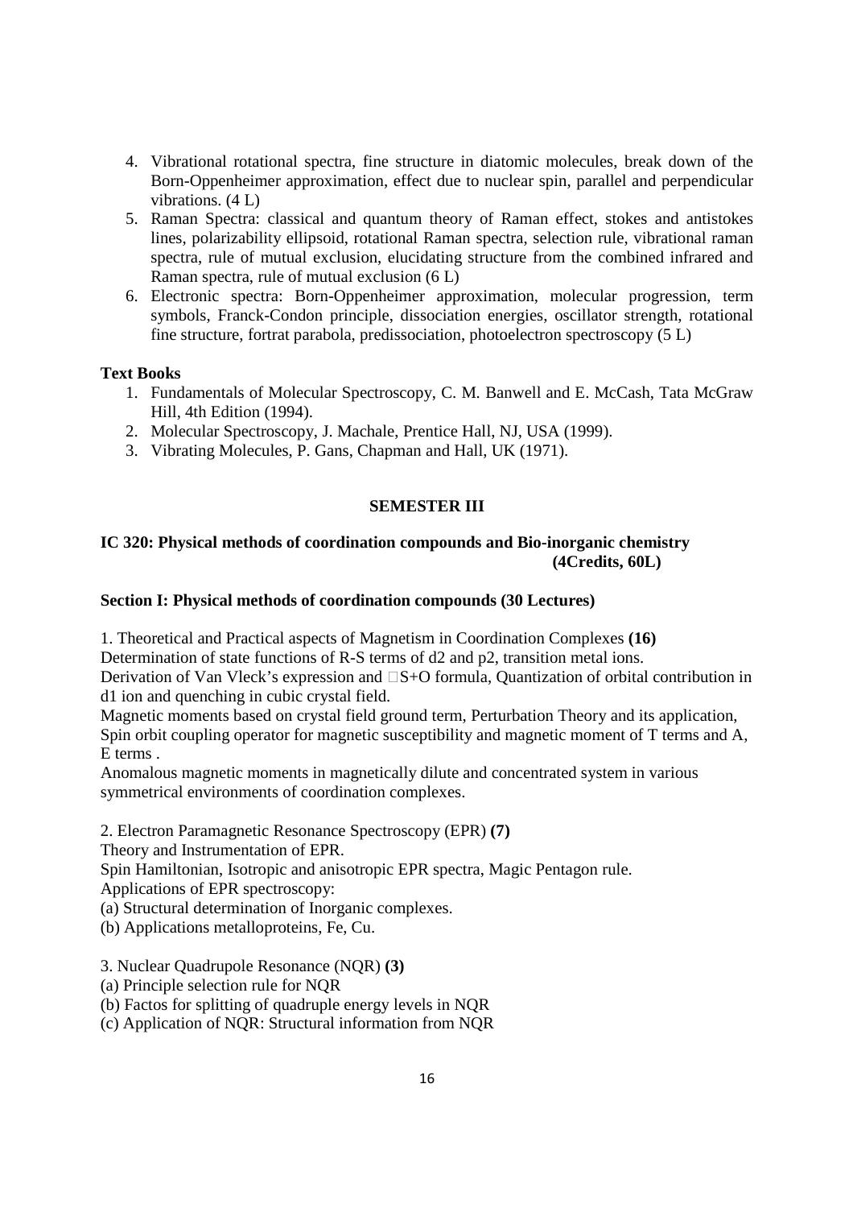4. Vibrational rotational spectra, fine structure in diatomic molecules, break down of the Born-Oppenheimer approximation, effect due to nuclear spin, parallel and perpendicular vibrations. (4 L)
5. Raman Spectra: classical and quantum theory of Raman effect, stokes and antistokes lines, polarizability ellipsoid, rotational Raman spectra, selection rule, vibrational raman spectra, rule of mutual exclusion, elucidating structure from the combined infrared and Raman spectra, rule of mutual exclusion (6 L)
6. Electronic spectra: Born-Oppenheimer approximation, molecular progression, term symbols, Franck-Condon principle, dissociation energies, oscillator strength, rotational fine structure, fortrat parabola, predissociation, photoelectron spectroscopy (5 L)

**Text Books**

1. Fundamentals of Molecular Spectroscopy, C. M. Banwell and E. McCash, Tata McGraw Hill, 4th Edition (1994).
2. Molecular Spectroscopy, J. Machale, Prentice Hall, NJ, USA (1999).
3. Vibrating Molecules, P. Gans, Chapman and Hall, UK (1971).

## SEMESTER III

### IC 320: Physical methods of coordination compounds and Bio-inorganic chemistry (4Credits, 60L)

**Section I: Physical methods of coordination compounds (30 Lectures)**

1. Theoretical and Practical aspects of Magnetism in Coordination Complexes **(16)**

Determination of state functions of R-S terms of d2 and p2, transition metal ions.

Derivation of Van Vleck's expression and S+O formula, Quantization of orbital contribution in d1 ion and quenching in cubic crystal field.

Magnetic moments based on crystal field ground term, Perturbation Theory and its application, Spin orbit coupling operator for magnetic susceptibility and magnetic moment of T terms and A, E terms .

Anomalous magnetic moments in magnetically dilute and concentrated system in various symmetrical environments of coordination complexes.

2. Electron Paramagnetic Resonance Spectroscopy (EPR) **(7)**

Theory and Instrumentation of EPR.

Spin Hamiltonian, Isotropic and anisotropic EPR spectra, Magic Pentagon rule.

Applications of EPR spectroscopy:

(a) Structural determination of Inorganic complexes.

(b) Applications metalloproteins, Fe, Cu.

3. Nuclear Quadrupole Resonance (NQR) **(3)**

(a) Principle selection rule for NQR

(b) Factos for splitting of quadruple energy levels in NQR

(c) Application of NQR: Structural information from NQR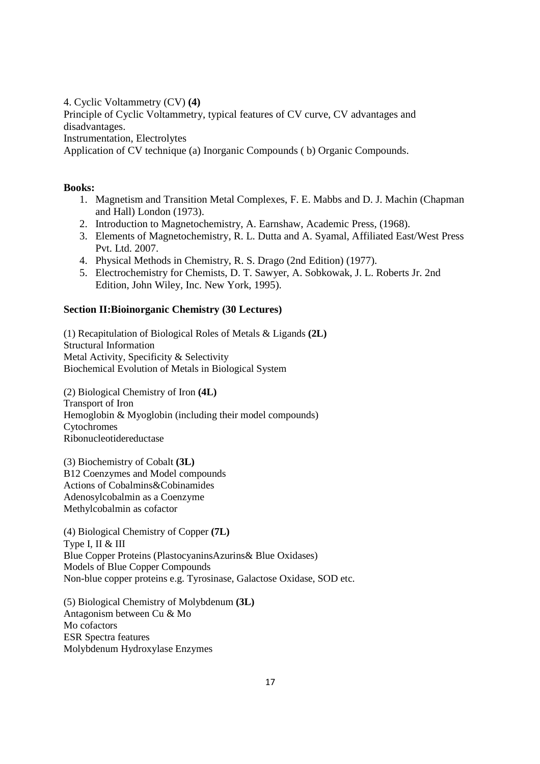4. Cyclic Voltammetry (CV) **(4)**

Principle of Cyclic Voltammetry, typical features of CV curve, CV advantages and disadvantages.

Instrumentation, Electrolytes

Application of CV technique (a) Inorganic Compounds ( b) Organic Compounds.

**Books:**

1. Magnetism and Transition Metal Complexes, F. E. Mabbs and D. J. Machin (Chapman and Hall) London (1973).
2. Introduction to Magnetochemistry, A. Earnshaw, Academic Press, (1968).
3. Elements of Magnetochemistry, R. L. Dutta and A. Syamal, Affiliated East/West Press Pvt. Ltd. 2007.
4. Physical Methods in Chemistry, R. S. Drago (2nd Edition) (1977).
5. Electrochemistry for Chemists, D. T. Sawyer, A. Sobkowak, J. L. Roberts Jr. 2nd Edition, John Wiley, Inc. New York, 1995).

**Section II:Bioinorganic Chemistry (30 Lectures)**

(1) Recapitulation of Biological Roles of Metals & Ligands **(2L)**

Structural Information

Metal Activity, Specificity & Selectivity

Biochemical Evolution of Metals in Biological System

(2) Biological Chemistry of Iron **(4L)**

Transport of Iron

Hemoglobin & Myoglobin (including their model compounds)

Cytochromes

Ribonucleotidereductase

(3) Biochemistry of Cobalt **(3L)**

B12 Coenzymes and Model compounds

Actions of Cobalmins&Cobinamides

Adenosylcobalmin as a Coenzyme

Methylcobalmin as cofactor

(4) Biological Chemistry of Copper **(7L)**

Type I, II & III

Blue Copper Proteins (PlastocyaninsAzurins& Blue Oxidases)

Models of Blue Copper Compounds

Non-blue copper proteins e.g. Tyrosinase, Galactose Oxidase, SOD etc.

(5) Biological Chemistry of Molybdenum **(3L)**

Antagonism between Cu & Mo

Mo cofactors

ESR Spectra features

Molybdenum Hydroxylase Enzymes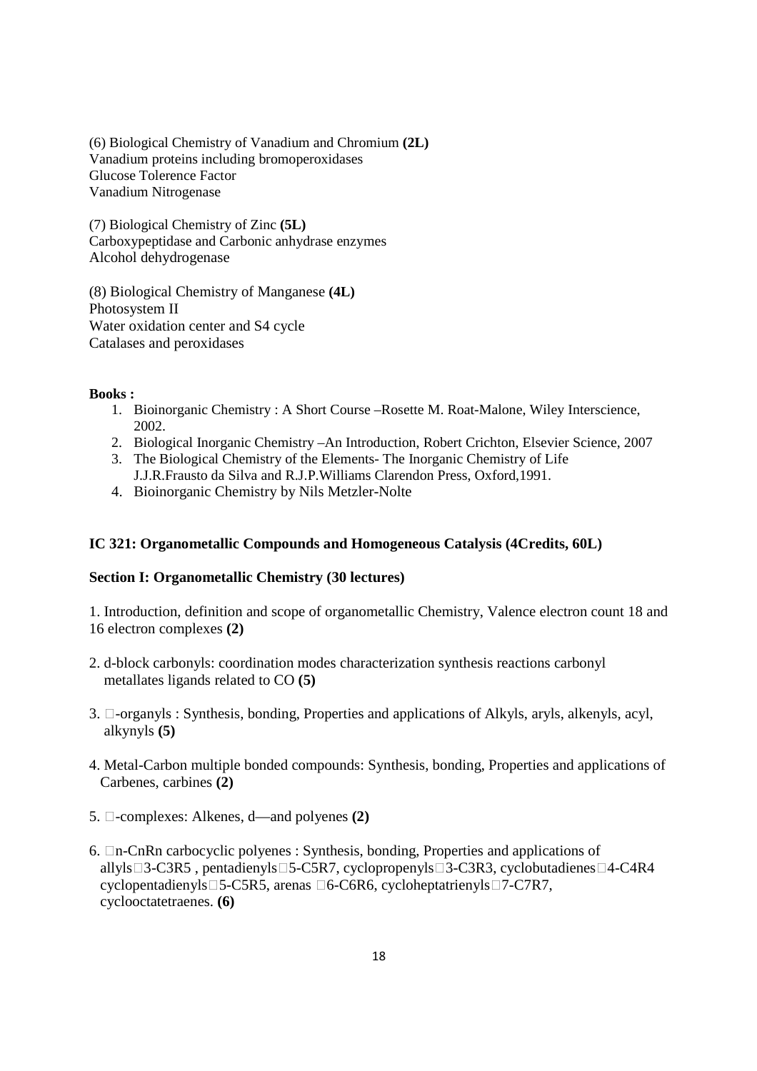(6) Biological Chemistry of Vanadium and Chromium **(2L)**
Vanadium proteins including bromoperoxidases
Glucose Tolerence Factor
Vanadium Nitrogenase

(7) Biological Chemistry of Zinc **(5L)**
Carboxypeptidase and Carbonic anhydrase enzymes
Alcohol dehydrogenase

(8) Biological Chemistry of Manganese **(4L)**
Photosystem II
Water oxidation center and S4 cycle
Catalases and peroxidases

**Books :**

1. Bioinorganic Chemistry : A Short Course –Rosette M. Roat-Malone, Wiley Interscience, 2002.
2. Biological Inorganic Chemistry –An Introduction, Robert Crichton, Elsevier Science, 2007
3. The Biological Chemistry of the Elements- The Inorganic Chemistry of Life J.J.R.Frausto da Silva and R.J.P.Williams Clarendon Press, Oxford,1991.
4. Bioinorganic Chemistry by Nils Metzler-Nolte

**IC 321: Organometallic Compounds and Homogeneous Catalysis (4Credits, 60L)**

**Section I: Organometallic Chemistry (30 lectures)**

1. Introduction, definition and scope of organometallic Chemistry, Valence electron count 18 and 16 electron complexes **(2)**

2. d-block carbonyls: coordination modes characterization synthesis reactions carbonyl metallates ligands related to CO **(5)**

3. -organyls : Synthesis, bonding, Properties and applications of Alkyls, aryls, alkenyls, acyl, alkynyls **(5)**

4. Metal-Carbon multiple bonded compounds: Synthesis, bonding, Properties and applications of Carbenes, carbines **(2)**

5. -complexes: Alkenes, d—and polyenes **(2)**

6. n-CnRn carbocyclic polyenes : Synthesis, bonding, Properties and applications of allyls3-C3R5 , pentadienyls5-C5R7, cyclopropenyls3-C3R3, cyclobutadienes4-C4R4 cyclopentadienyls5-C5R5, arenas 6-C6R6, cycloheptatrienyls7-C7R7, cyclooctatetraenes. **(6)**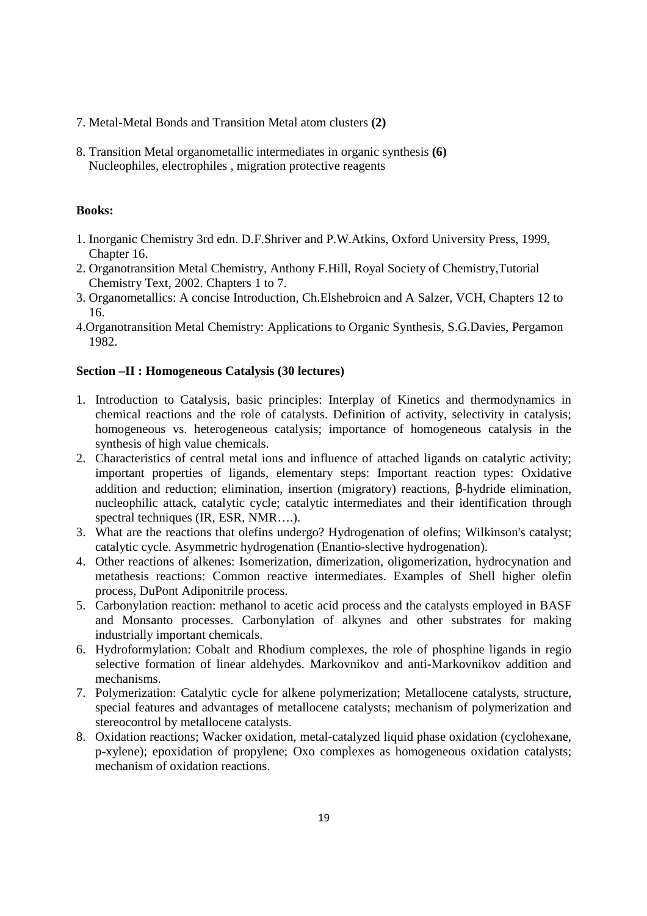7. Metal-Metal Bonds and Transition Metal atom clusters **(2)**

8. Transition Metal organometallic intermediates in organic synthesis **(6)**
   Nucleophiles, electrophiles , migration protective reagents

**Books:**

1. Inorganic Chemistry 3rd edn. D.F.Shriver and P.W.Atkins, Oxford University Press, 1999, Chapter 16.
2. Organotransition Metal Chemistry, Anthony F.Hill, Royal Society of Chemistry,Tutorial Chemistry Text, 2002. Chapters 1 to 7.
3. Organometallics: A concise Introduction, Ch.Elshebroicn and A Salzer, VCH, Chapters 12 to 16.
4. Organotransition Metal Chemistry: Applications to Organic Synthesis, S.G.Davies, Pergamon 1982.

**Section –II : Homogeneous Catalysis (30 lectures)**

1. Introduction to Catalysis, basic principles: Interplay of Kinetics and thermodynamics in chemical reactions and the role of catalysts. Definition of activity, selectivity in catalysis; homogeneous vs. heterogeneous catalysis; importance of homogeneous catalysis in the synthesis of high value chemicals.
2. Characteristics of central metal ions and influence of attached ligands on catalytic activity; important properties of ligands, elementary steps: Important reaction types: Oxidative addition and reduction; elimination, insertion (migratory) reactions, β-hydride elimination, nucleophilic attack, catalytic cycle; catalytic intermediates and their identification through spectral techniques (IR, ESR, NMR….).
3. What are the reactions that olefins undergo? Hydrogenation of olefins; Wilkinson's catalyst; catalytic cycle. Asymmetric hydrogenation (Enantio-slective hydrogenation).
4. Other reactions of alkenes: Isomerization, dimerization, oligomerization, hydrocynation and metathesis reactions: Common reactive intermediates. Examples of Shell higher olefin process, DuPont Adiponitrile process.
5. Carbonylation reaction: methanol to acetic acid process and the catalysts employed in BASF and Monsanto processes. Carbonylation of alkynes and other substrates for making industrially important chemicals.
6. Hydroformylation: Cobalt and Rhodium complexes, the role of phosphine ligands in regio selective formation of linear aldehydes. Markovnikov and anti-Markovnikov addition and mechanisms.
7. Polymerization: Catalytic cycle for alkene polymerization; Metallocene catalysts, structure, special features and advantages of metallocene catalysts; mechanism of polymerization and stereocontrol by metallocene catalysts.
8. Oxidation reactions; Wacker oxidation, metal-catalyzed liquid phase oxidation (cyclohexane, p-xylene); epoxidation of propylene; Oxo complexes as homogeneous oxidation catalysts; mechanism of oxidation reactions.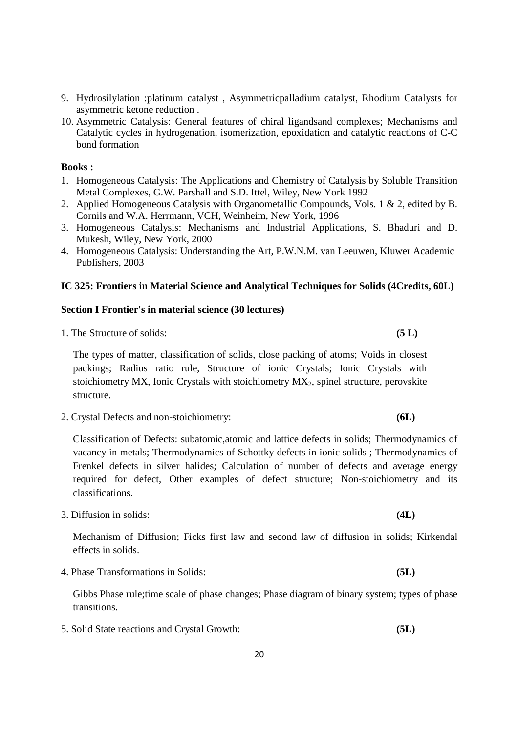9. Hydrosilylation :platinum catalyst , Asymmetricpalladium catalyst, Rhodium Catalysts for asymmetric ketone reduction .
10. Asymmetric Catalysis: General features of chiral ligandsand complexes; Mechanisms and Catalytic cycles in hydrogenation, isomerization, epoxidation and catalytic reactions of C-C bond formation

**Books :**

1. Homogeneous Catalysis: The Applications and Chemistry of Catalysis by Soluble Transition Metal Complexes, G.W. Parshall and S.D. Ittel, Wiley, New York 1992
2. Applied Homogeneous Catalysis with Organometallic Compounds, Vols. 1 & 2, edited by B. Cornils and W.A. Herrmann, VCH, Weinheim, New York, 1996
3. Homogeneous Catalysis: Mechanisms and Industrial Applications, S. Bhaduri and D. Mukesh, Wiley, New York, 2000
4. Homogeneous Catalysis: Understanding the Art, P.W.N.M. van Leeuwen, Kluwer Academic Publishers, 2003

**IC 325: Frontiers in Material Science and Analytical Techniques for Solids (4Credits, 60L)**

**Section I Frontier's in material science (30 lectures)**

1. The Structure of solids: **(5 L)**

The types of matter, classification of solids, close packing of atoms; Voids in closest packings; Radius ratio rule, Structure of ionic Crystals; Ionic Crystals with stoichiometry MX, Ionic Crystals with stoichiometry $MX_2$, spinel structure, perovskite structure.

2. Crystal Defects and non-stoichiometry: **(6L)**

Classification of Defects: subatomic,atomic and lattice defects in solids; Thermodynamics of vacancy in metals; Thermodynamics of Schottky defects in ionic solids ; Thermodynamics of Frenkel defects in silver halides; Calculation of number of defects and average energy required for defect, Other examples of defect structure; Non-stoichiometry and its classifications.

3. Diffusion in solids: **(4L)**

Mechanism of Diffusion; Ficks first law and second law of diffusion in solids; Kirkendal effects in solids.

4. Phase Transformations in Solids: **(5L)**

Gibbs Phase rule;time scale of phase changes; Phase diagram of binary system; types of phase transitions.

5. Solid State reactions and Crystal Growth: **(5L)**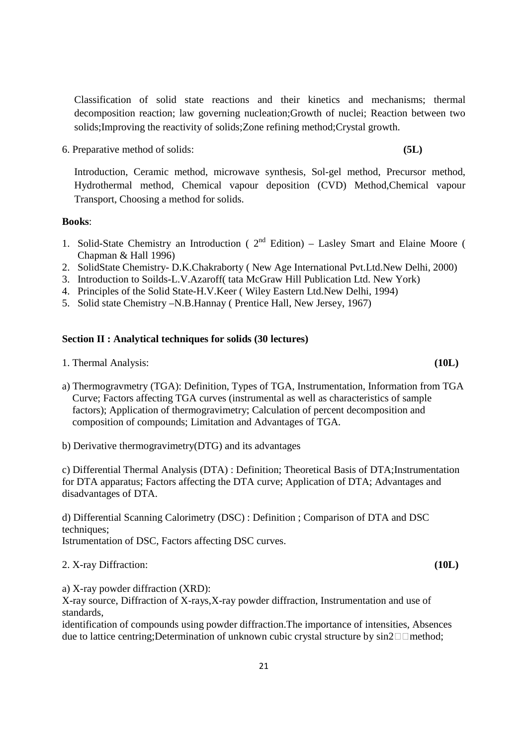Classification of solid state reactions and their kinetics and mechanisms; thermal decomposition reaction; law governing nucleation;Growth of nuclei; Reaction between two solids;Improving the reactivity of solids;Zone refining method;Crystal growth.

6. Preparative method of solids: **(5L)**

Introduction, Ceramic method, microwave synthesis, Sol-gel method, Precursor method, Hydrothermal method, Chemical vapour deposition (CVD) Method,Chemical vapour Transport, Choosing a method for solids.

**Books**:

1. Solid-State Chemistry an Introduction ( 2nd Edition) – Lasley Smart and Elaine Moore ( Chapman & Hall 1996)
2. SolidState Chemistry- D.K.Chakraborty ( New Age International Pvt.Ltd.New Delhi, 2000)
3. Introduction to Soilds-L.V.Azaroff( tata McGraw Hill Publication Ltd. New York)
4. Principles of the Solid State-H.V.Keer ( Wiley Eastern Ltd.New Delhi, 1994)
5. Solid state Chemistry –N.B.Hannay ( Prentice Hall, New Jersey, 1967)

**Section II : Analytical techniques for solids (30 lectures)**

1. Thermal Analysis: **(10L)**

a) Thermogravmetry (TGA): Definition, Types of TGA, Instrumentation, Information from TGA Curve; Factors affecting TGA curves (instrumental as well as characteristics of sample factors); Application of thermogravimetry; Calculation of percent decomposition and composition of compounds; Limitation and Advantages of TGA.

b) Derivative thermogravimetry(DTG) and its advantages

c) Differential Thermal Analysis (DTA) : Definition; Theoretical Basis of DTA;Instrumentation for DTA apparatus; Factors affecting the DTA curve; Application of DTA; Advantages and disadvantages of DTA.

d) Differential Scanning Calorimetry (DSC) : Definition ; Comparison of DTA and DSC techniques;
Istrumentation of DSC, Factors affecting DSC curves.

2. X-ray Diffraction: **(10L)**

a) X-ray powder diffraction (XRD):
X-ray source, Diffraction of X-rays,X-ray powder diffraction, Instrumentation and use of standards,
identification of compounds using powder diffraction.The importance of intensities, Absences due to lattice centring;Determination of unknown cubic crystal structure by $\sin^2\theta$ method;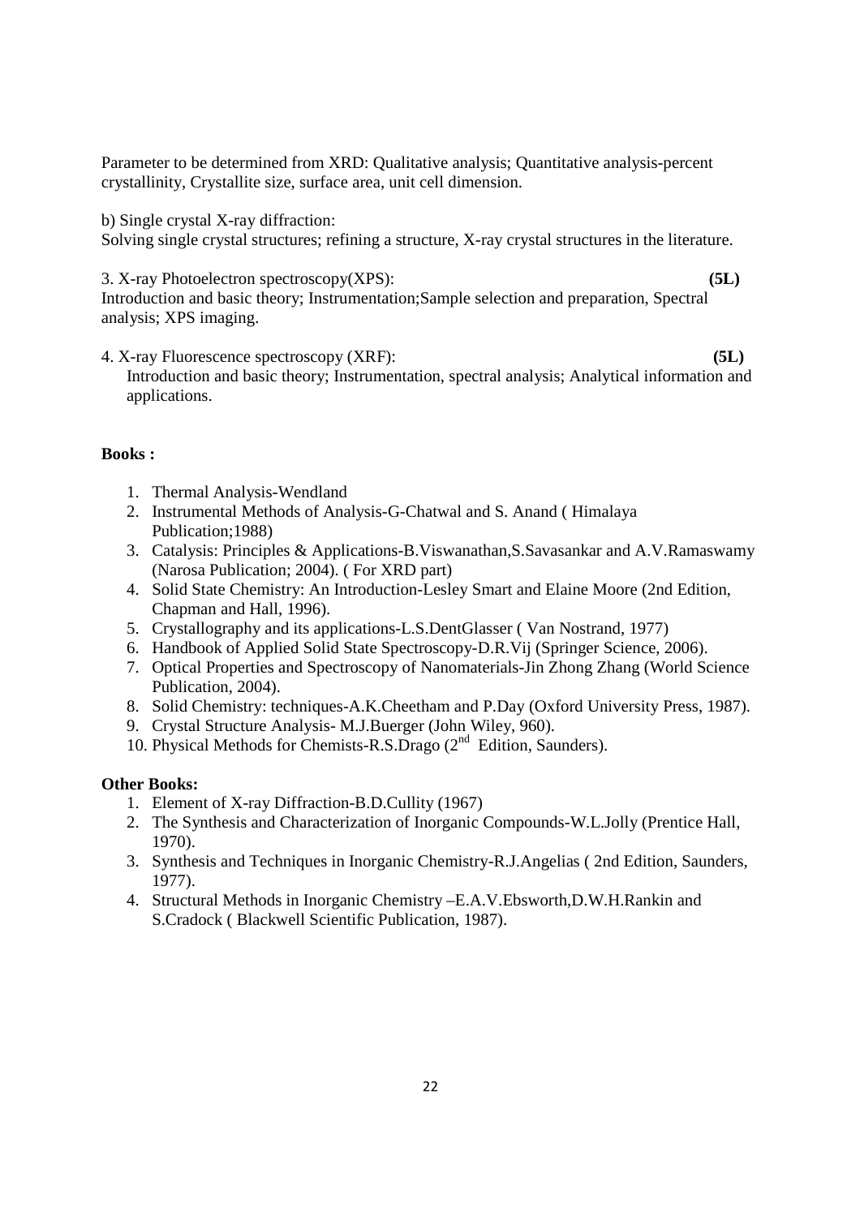Parameter to be determined from XRD: Qualitative analysis; Quantitative analysis-percent crystallinity, Crystallite size, surface area, unit cell dimension.

b) Single crystal X-ray diffraction:
Solving single crystal structures; refining a structure, X-ray crystal structures in the literature.

3. X-ray Photoelectron spectroscopy(XPS): **(5L)**
Introduction and basic theory; Instrumentation;Sample selection and preparation, Spectral analysis; XPS imaging.

4. X-ray Fluorescence spectroscopy (XRF): **(5L)**
Introduction and basic theory; Instrumentation, spectral analysis; Analytical information and applications.

**Books :**

1. Thermal Analysis-Wendland
2. Instrumental Methods of Analysis-G-Chatwal and S. Anand ( Himalaya Publication;1988)
3. Catalysis: Principles & Applications-B.Viswanathan,S.Savasankar and A.V.Ramaswamy (Narosa Publication; 2004). ( For XRD part)
4. Solid State Chemistry: An Introduction-Lesley Smart and Elaine Moore (2nd Edition, Chapman and Hall, 1996).
5. Crystallography and its applications-L.S.DentGlasser ( Van Nostrand, 1977)
6. Handbook of Applied Solid State Spectroscopy-D.R.Vij (Springer Science, 2006).
7. Optical Properties and Spectroscopy of Nanomaterials-Jin Zhong Zhang (World Science Publication, 2004).
8. Solid Chemistry: techniques-A.K.Cheetham and P.Day (Oxford University Press, 1987).
9. Crystal Structure Analysis- M.J.Buerger (John Wiley, 960).
10. Physical Methods for Chemists-R.S.Drago (2nd Edition, Saunders).

**Other Books:**

1. Element of X-ray Diffraction-B.D.Cullity (1967)
2. The Synthesis and Characterization of Inorganic Compounds-W.L.Jolly (Prentice Hall, 1970).
3. Synthesis and Techniques in Inorganic Chemistry-R.J.Angelias ( 2nd Edition, Saunders, 1977).
4. Structural Methods in Inorganic Chemistry –E.A.V.Ebsworth,D.W.H.Rankin and S.Cradock ( Blackwell Scientific Publication, 1987).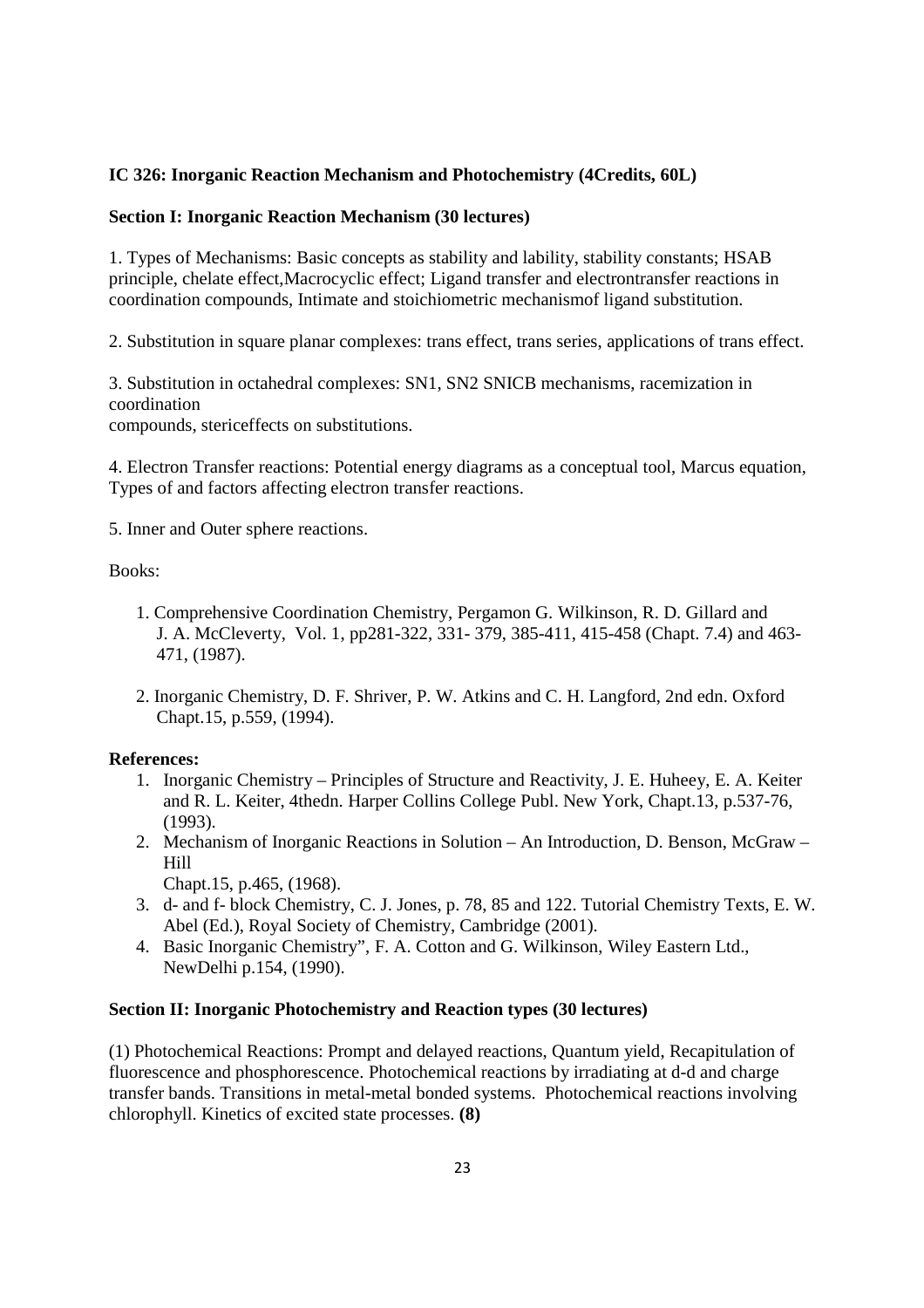**IC 326: Inorganic Reaction Mechanism and Photochemistry (4Credits, 60L)**

**Section I: Inorganic Reaction Mechanism (30 lectures)**

1. Types of Mechanisms: Basic concepts as stability and lability, stability constants; HSAB principle, chelate effect,Macrocyclic effect; Ligand transfer and electrontransfer reactions in coordination compounds, Intimate and stoichiometric mechanismof ligand substitution.

2. Substitution in square planar complexes: trans effect, trans series, applications of trans effect.

3. Substitution in octahedral complexes: SN1, SN2 SNICB mechanisms, racemization in coordination
compounds, stericeffects on substitutions.

4. Electron Transfer reactions: Potential energy diagrams as a conceptual tool, Marcus equation, Types of and factors affecting electron transfer reactions.

5. Inner and Outer sphere reactions.

Books:

1. Comprehensive Coordination Chemistry, Pergamon G. Wilkinson, R. D. Gillard and J. A. McCleverty, Vol. 1, pp281-322, 331- 379, 385-411, 415-458 (Chapt. 7.4) and 463-471, (1987).

2. Inorganic Chemistry, D. F. Shriver, P. W. Atkins and C. H. Langford, 2nd edn. Oxford Chapt.15, p.559, (1994).

**References:**

1. Inorganic Chemistry – Principles of Structure and Reactivity, J. E. Huheey, E. A. Keiter and R. L. Keiter, 4thedn. Harper Collins College Publ. New York, Chapt.13, p.537-76, (1993).
2. Mechanism of Inorganic Reactions in Solution – An Introduction, D. Benson, McGraw – Hill
   Chapt.15, p.465, (1968).
3. d- and f- block Chemistry, C. J. Jones, p. 78, 85 and 122. Tutorial Chemistry Texts, E. W. Abel (Ed.), Royal Society of Chemistry, Cambridge (2001).
4. Basic Inorganic Chemistry", F. A. Cotton and G. Wilkinson, Wiley Eastern Ltd., NewDelhi p.154, (1990).

**Section II: Inorganic Photochemistry and Reaction types (30 lectures)**

(1) Photochemical Reactions: Prompt and delayed reactions, Quantum yield, Recapitulation of fluorescence and phosphorescence. Photochemical reactions by irradiating at d-d and charge transfer bands. Transitions in metal-metal bonded systems. Photochemical reactions involving chlorophyll. Kinetics of excited state processes. **(8)**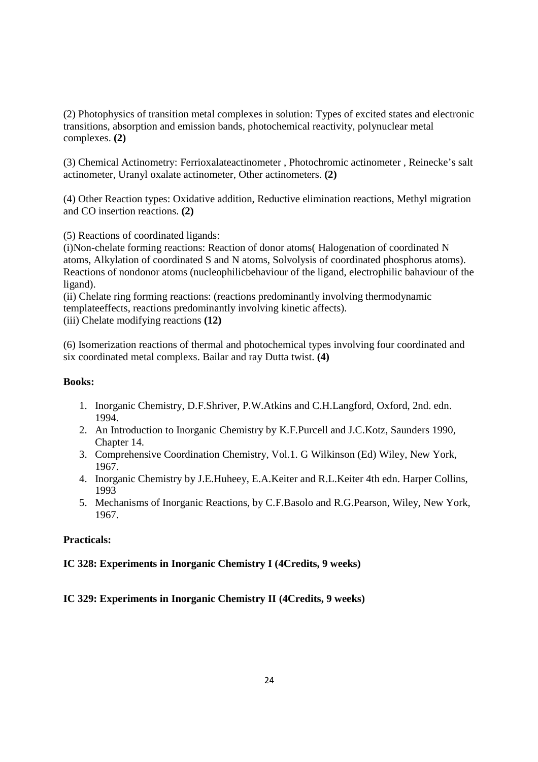(2) Photophysics of transition metal complexes in solution: Types of excited states and electronic transitions, absorption and emission bands, photochemical reactivity, polynuclear metal complexes. **(2)**

(3) Chemical Actinometry: Ferrioxalateactinometer , Photochromic actinometer , Reinecke's salt actinometer, Uranyl oxalate actinometer, Other actinometers. **(2)**

(4) Other Reaction types: Oxidative addition, Reductive elimination reactions, Methyl migration and CO insertion reactions. **(2)**

(5) Reactions of coordinated ligands:
(i)Non-chelate forming reactions: Reaction of donor atoms( Halogenation of coordinated N atoms, Alkylation of coordinated S and N atoms, Solvolysis of coordinated phosphorus atoms). Reactions of nondonor atoms (nucleophilicbehaviour of the ligand, electrophilic bahaviour of the ligand).
(ii) Chelate ring forming reactions: (reactions predominantly involving thermodynamic templateeffects, reactions predominantly involving kinetic affects).
(iii) Chelate modifying reactions **(12)**

(6) Isomerization reactions of thermal and photochemical types involving four coordinated and six coordinated metal complexs. Bailar and ray Dutta twist. **(4)**

**Books:**

1. Inorganic Chemistry, D.F.Shriver, P.W.Atkins and C.H.Langford, Oxford, 2nd. edn. 1994.
2. An Introduction to Inorganic Chemistry by K.F.Purcell and J.C.Kotz, Saunders 1990, Chapter 14.
3. Comprehensive Coordination Chemistry, Vol.1. G Wilkinson (Ed) Wiley, New York, 1967.
4. Inorganic Chemistry by J.E.Huheey, E.A.Keiter and R.L.Keiter 4th edn. Harper Collins, 1993
5. Mechanisms of Inorganic Reactions, by C.F.Basolo and R.G.Pearson, Wiley, New York, 1967.

**Practicals:**

**IC 328: Experiments in Inorganic Chemistry I (4Credits, 9 weeks)**

**IC 329: Experiments in Inorganic Chemistry II (4Credits, 9 weeks)**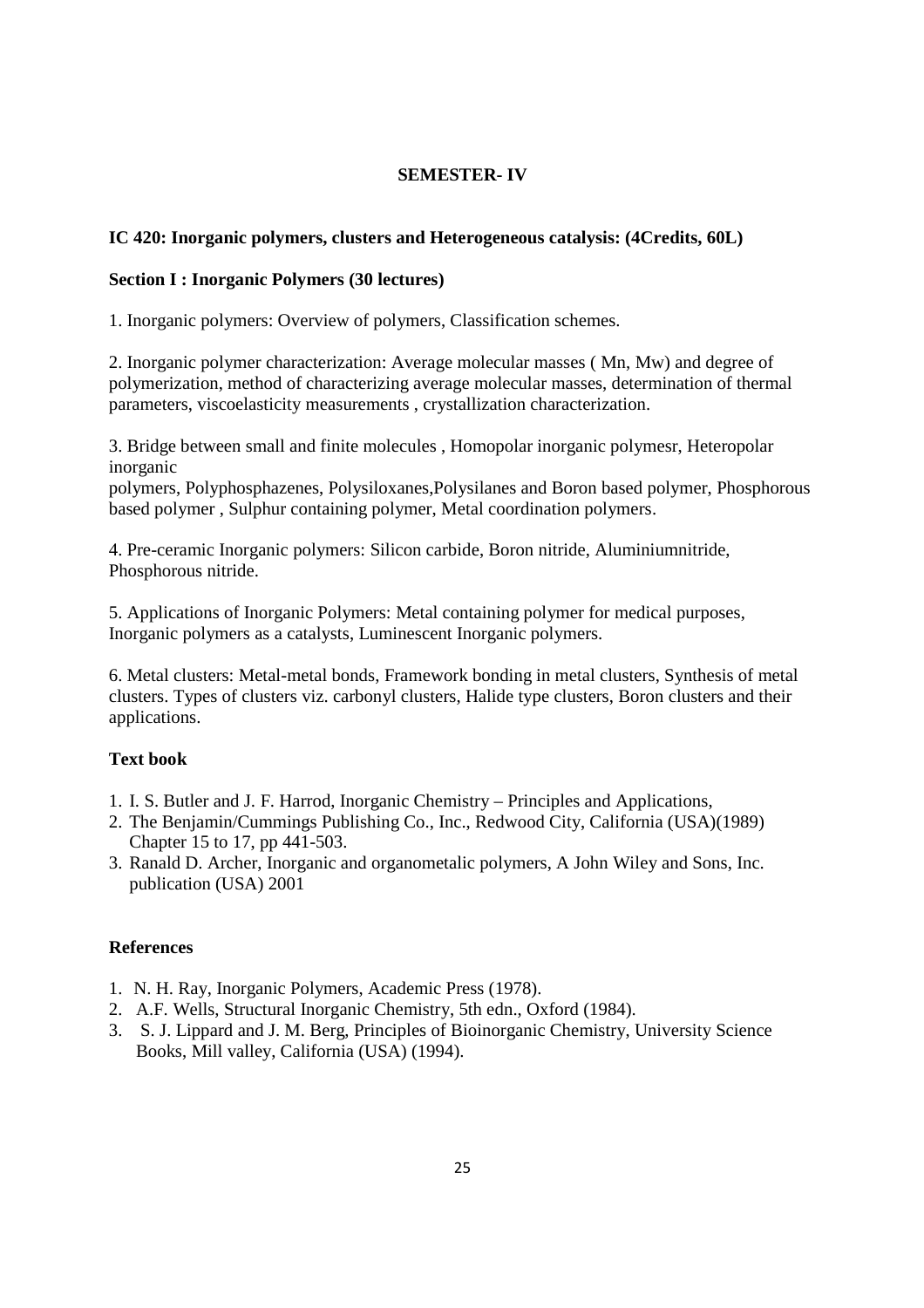## SEMESTER- IV

### IC 420: Inorganic polymers, clusters and Heterogeneous catalysis: (4Credits, 60L)

#### Section I : Inorganic Polymers (30 lectures)

1. Inorganic polymers: Overview of polymers, Classification schemes.

2. Inorganic polymer characterization: Average molecular masses ( Mn, Mw) and degree of polymerization, method of characterizing average molecular masses, determination of thermal parameters, viscoelasticity measurements , crystallization characterization.

3. Bridge between small and finite molecules , Homopolar inorganic polymesr, Heteropolar inorganic
polymers, Polyphosphazenes, Polysiloxanes,Polysilanes and Boron based polymer, Phosphorous based polymer , Sulphur containing polymer, Metal coordination polymers.

4. Pre-ceramic Inorganic polymers: Silicon carbide, Boron nitride, Aluminiumnitride, Phosphorous nitride.

5. Applications of Inorganic Polymers: Metal containing polymer for medical purposes, Inorganic polymers as a catalysts, Luminescent Inorganic polymers.

6. Metal clusters: Metal-metal bonds, Framework bonding in metal clusters, Synthesis of metal clusters. Types of clusters viz. carbonyl clusters, Halide type clusters, Boron clusters and their applications.

#### Text book

1. I. S. Butler and J. F. Harrod, Inorganic Chemistry – Principles and Applications,
2. The Benjamin/Cummings Publishing Co., Inc., Redwood City, California (USA)(1989) Chapter 15 to 17, pp 441-503.
3. Ranald D. Archer, Inorganic and organometalic polymers, A John Wiley and Sons, Inc. publication (USA) 2001

#### References

1. N. H. Ray, Inorganic Polymers, Academic Press (1978).
2. A.F. Wells, Structural Inorganic Chemistry, 5th edn., Oxford (1984).
3. S. J. Lippard and J. M. Berg, Principles of Bioinorganic Chemistry, University Science Books, Mill valley, California (USA) (1994).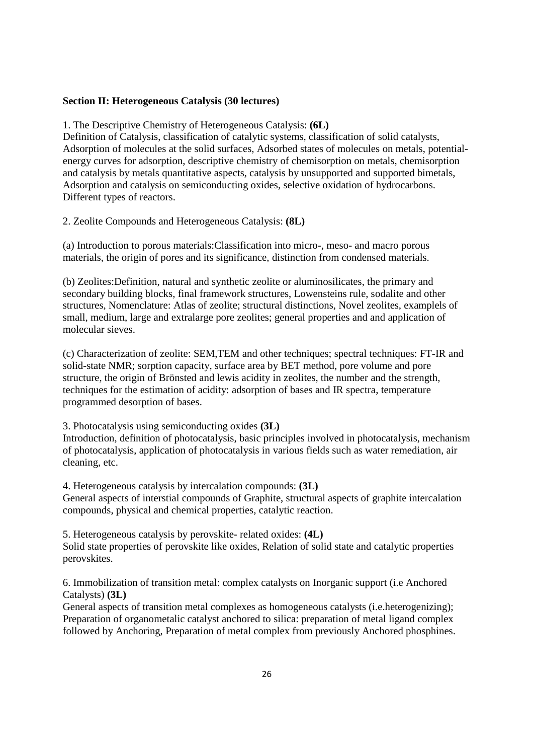**Section II: Heterogeneous Catalysis (30 lectures)**

1. The Descriptive Chemistry of Heterogeneous Catalysis: **(6L)**
Definition of Catalysis, classification of catalytic systems, classification of solid catalysts, Adsorption of molecules at the solid surfaces, Adsorbed states of molecules on metals, potential-energy curves for adsorption, descriptive chemistry of chemisorption on metals, chemisorption and catalysis by metals quantitative aspects, catalysis by unsupported and supported bimetals, Adsorption and catalysis on semiconducting oxides, selective oxidation of hydrocarbons. Different types of reactors.

2. Zeolite Compounds and Heterogeneous Catalysis: **(8L)**

(a) Introduction to porous materials:Classification into micro-, meso- and macro porous materials, the origin of pores and its significance, distinction from condensed materials.

(b) Zeolites:Definition, natural and synthetic zeolite or aluminosilicates, the primary and secondary building blocks, final framework structures, Lowensteins rule, sodalite and other structures, Nomenclature: Atlas of zeolite; structural distinctions, Novel zeolites, examplels of small, medium, large and extralarge pore zeolites; general properties and and application of molecular sieves.

(c) Characterization of zeolite: SEM,TEM and other techniques; spectral techniques: FT-IR and solid-state NMR; sorption capacity, surface area by BET method, pore volume and pore structure, the origin of Brönsted and lewis acidity in zeolites, the number and the strength, techniques for the estimation of acidity: adsorption of bases and IR spectra, temperature programmed desorption of bases.

3. Photocatalysis using semiconducting oxides **(3L)**
Introduction, definition of photocatalysis, basic principles involved in photocatalysis, mechanism of photocatalysis, application of photocatalysis in various fields such as water remediation, air cleaning, etc.

4. Heterogeneous catalysis by intercalation compounds: **(3L)**
General aspects of interstial compounds of Graphite, structural aspects of graphite intercalation compounds, physical and chemical properties, catalytic reaction.

5. Heterogeneous catalysis by perovskite- related oxides: **(4L)**
Solid state properties of perovskite like oxides, Relation of solid state and catalytic properties perovskites.

6. Immobilization of transition metal: complex catalysts on Inorganic support (i.e Anchored Catalysts) **(3L)**
General aspects of transition metal complexes as homogeneous catalysts (i.e.heterogenizing); Preparation of organometalic catalyst anchored to silica: preparation of metal ligand complex followed by Anchoring, Preparation of metal complex from previously Anchored phosphines.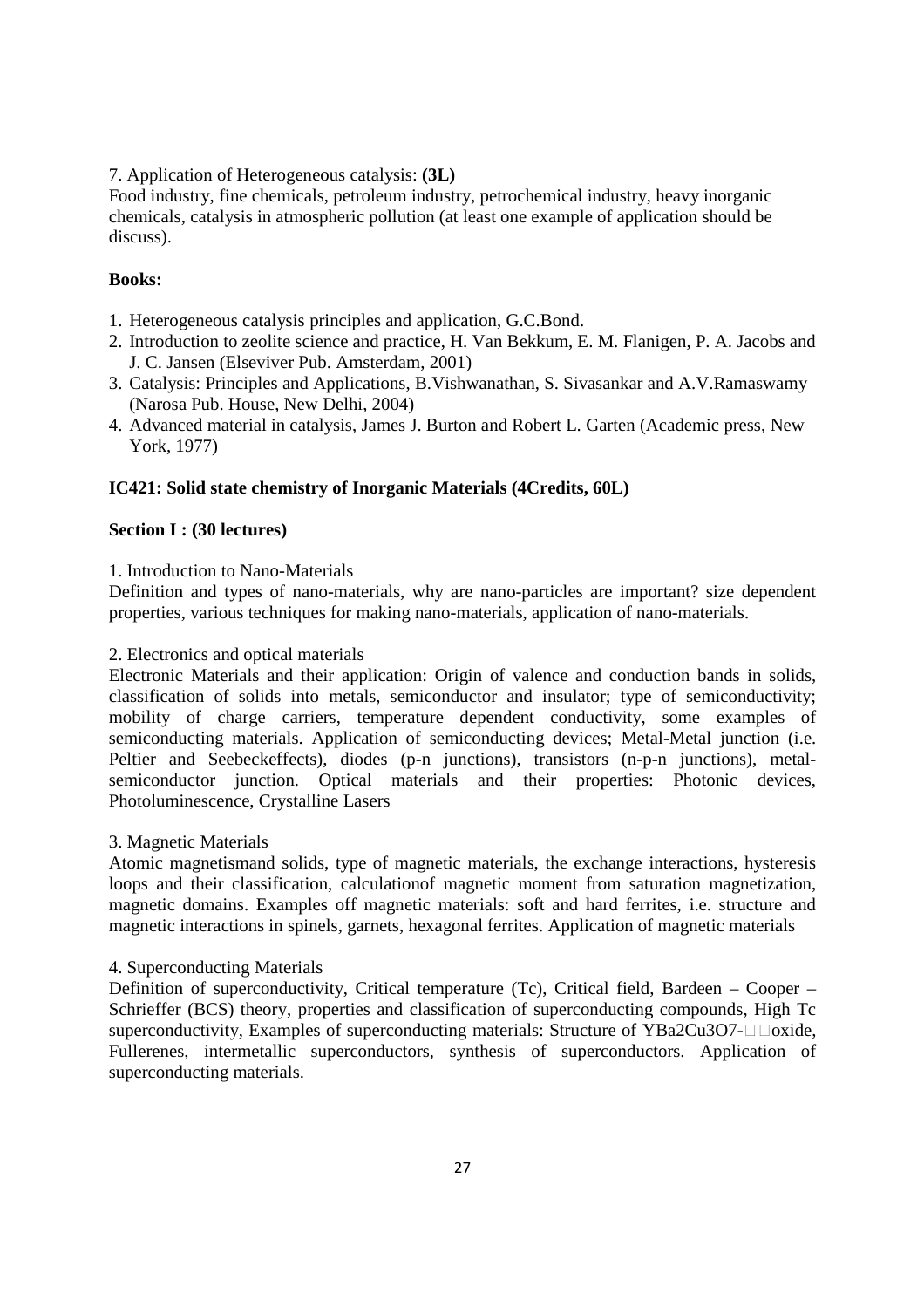7. Application of Heterogeneous catalysis: **(3L)**

Food industry, fine chemicals, petroleum industry, petrochemical industry, heavy inorganic chemicals, catalysis in atmospheric pollution (at least one example of application should be discuss).

**Books:**

1. Heterogeneous catalysis principles and application, G.C.Bond.
2. Introduction to zeolite science and practice, H. Van Bekkum, E. M. Flanigen, P. A. Jacobs and J. C. Jansen (Elseviver Pub. Amsterdam, 2001)
3. Catalysis: Principles and Applications, B.Vishwanathan, S. Sivasankar and A.V.Ramaswamy (Narosa Pub. House, New Delhi, 2004)
4. Advanced material in catalysis, James J. Burton and Robert L. Garten (Academic press, New York, 1977)

## IC421: Solid state chemistry of Inorganic Materials (4Credits, 60L)

### Section I : (30 lectures)

1. Introduction to Nano-Materials

Definition and types of nano-materials, why are nano-particles are important? size dependent properties, various techniques for making nano-materials, application of nano-materials.

2. Electronics and optical materials

Electronic Materials and their application: Origin of valence and conduction bands in solids, classification of solids into metals, semiconductor and insulator; type of semiconductivity; mobility of charge carriers, temperature dependent conductivity, some examples of semiconducting materials. Application of semiconducting devices; Metal-Metal junction (i.e. Peltier and Seebeckeffects), diodes (p-n junctions), transistors (n-p-n junctions), metal-semiconductor junction. Optical materials and their properties: Photonic devices, Photoluminescence, Crystalline Lasers

3. Magnetic Materials

Atomic magnetismand solids, type of magnetic materials, the exchange interactions, hysteresis loops and their classification, calculationof magnetic moment from saturation magnetization, magnetic domains. Examples off magnetic materials: soft and hard ferrites, i.e. structure and magnetic interactions in spinels, garnets, hexagonal ferrites. Application of magnetic materials

4. Superconducting Materials

Definition of superconductivity, Critical temperature (Tc), Critical field, Bardeen – Cooper – Schrieffer (BCS) theory, properties and classification of superconducting compounds, High Tc superconductivity, Examples of superconducting materials: Structure of $YBa_2Cu_3O_{7-\delta}$ oxide, Fullerenes, intermetallic superconductors, synthesis of superconductors. Application of superconducting materials.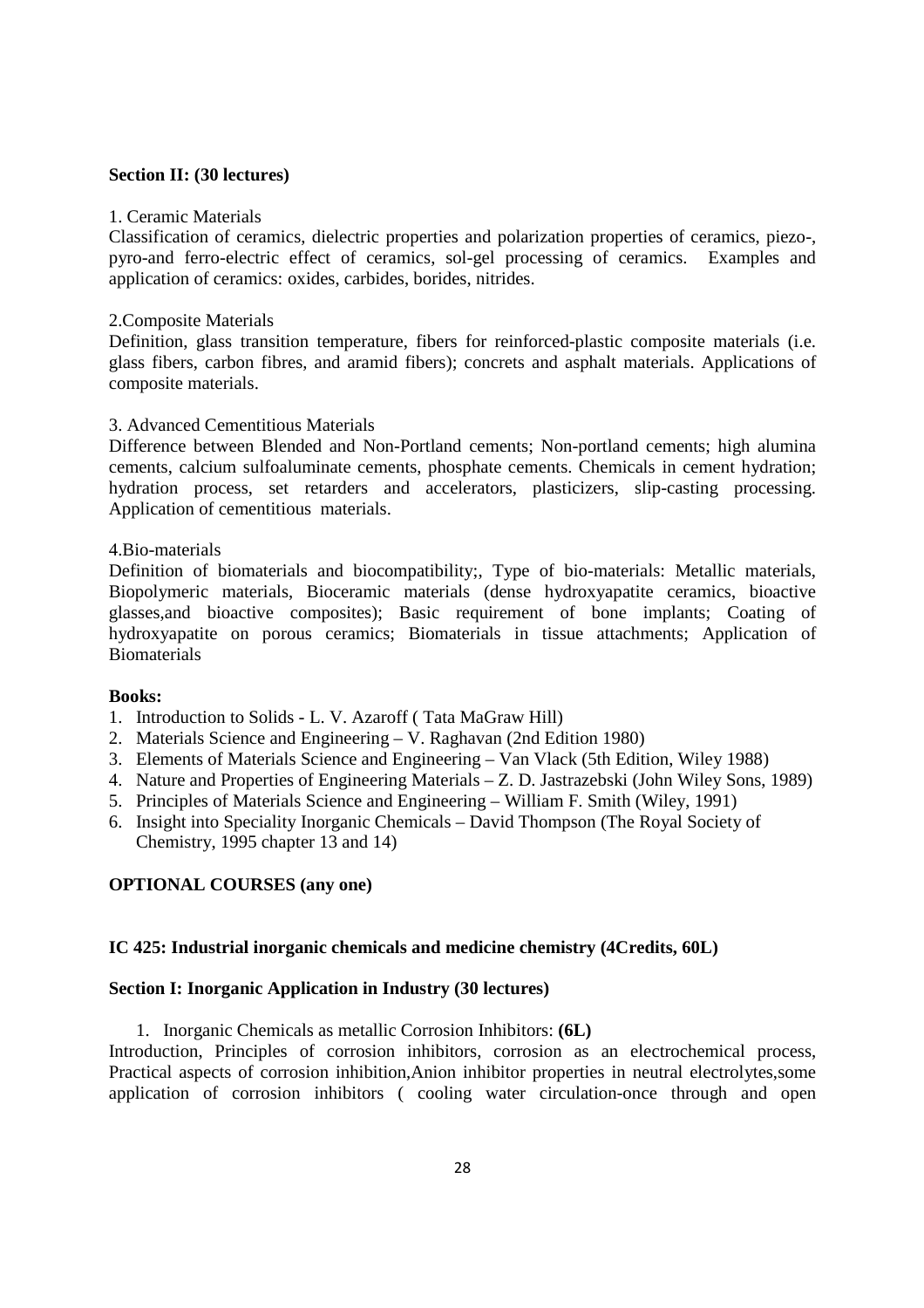**Section II: (30 lectures)**

1. Ceramic Materials

Classification of ceramics, dielectric properties and polarization properties of ceramics, piezo-, pyro-and ferro-electric effect of ceramics, sol-gel processing of ceramics. Examples and application of ceramics: oxides, carbides, borides, nitrides.

2.Composite Materials

Definition, glass transition temperature, fibers for reinforced-plastic composite materials (i.e. glass fibers, carbon fibres, and aramid fibers); concrets and asphalt materials. Applications of composite materials.

3. Advanced Cementitious Materials

Difference between Blended and Non-Portland cements; Non-portland cements; high alumina cements, calcium sulfoaluminate cements, phosphate cements. Chemicals in cement hydration; hydration process, set retarders and accelerators, plasticizers, slip-casting processing. Application of cementitious materials.

4.Bio-materials

Definition of biomaterials and biocompatibility;, Type of bio-materials: Metallic materials, Biopolymeric materials, Bioceramic materials (dense hydroxyapatite ceramics, bioactive glasses,and bioactive composites); Basic requirement of bone implants; Coating of hydroxyapatite on porous ceramics; Biomaterials in tissue attachments; Application of Biomaterials

**Books:**

1. Introduction to Solids - L. V. Azaroff ( Tata MaGraw Hill)
2. Materials Science and Engineering – V. Raghavan (2nd Edition 1980)
3. Elements of Materials Science and Engineering – Van Vlack (5th Edition, Wiley 1988)
4. Nature and Properties of Engineering Materials – Z. D. Jastrazebski (John Wiley Sons, 1989)
5. Principles of Materials Science and Engineering – William F. Smith (Wiley, 1991)
6. Insight into Speciality Inorganic Chemicals – David Thompson (The Royal Society of Chemistry, 1995 chapter 13 and 14)

**OPTIONAL COURSES (any one)**

**IC 425: Industrial inorganic chemicals and medicine chemistry (4Credits, 60L)**

**Section I: Inorganic Application in Industry (30 lectures)**

1. Inorganic Chemicals as metallic Corrosion Inhibitors: **(6L)**

Introduction, Principles of corrosion inhibitors, corrosion as an electrochemical process, Practical aspects of corrosion inhibition,Anion inhibitor properties in neutral electrolytes,some application of corrosion inhibitors ( cooling water circulation-once through and open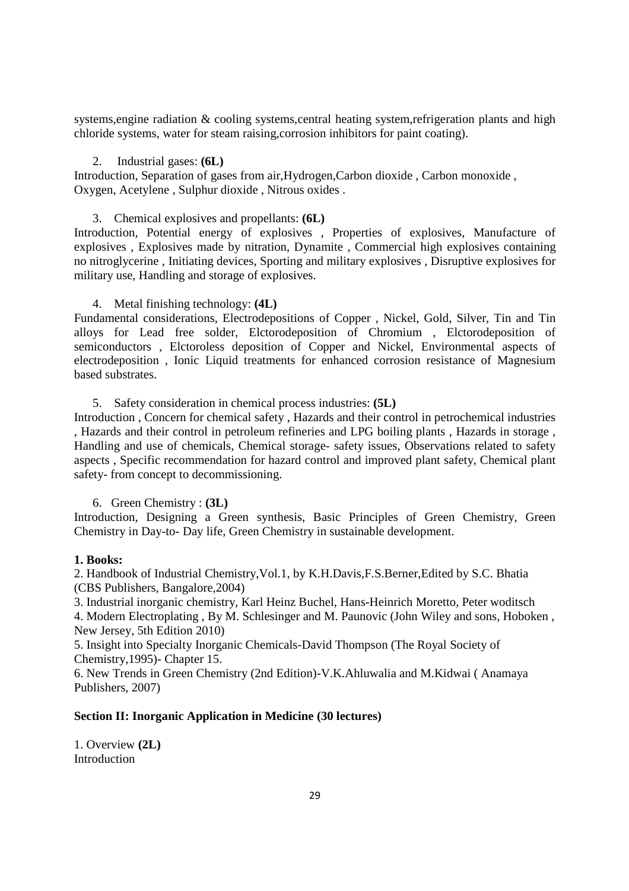systems,engine radiation & cooling systems,central heating system,refrigeration plants and high chloride systems, water for steam raising,corrosion inhibitors for paint coating).

2. Industrial gases: **(6L)**

Introduction, Separation of gases from air,Hydrogen,Carbon dioxide , Carbon monoxide , Oxygen, Acetylene , Sulphur dioxide , Nitrous oxides .

3. Chemical explosives and propellants: **(6L)**

Introduction, Potential energy of explosives , Properties of explosives, Manufacture of explosives , Explosives made by nitration, Dynamite , Commercial high explosives containing no nitroglycerine , Initiating devices, Sporting and military explosives , Disruptive explosives for military use, Handling and storage of explosives.

4. Metal finishing technology: **(4L)**

Fundamental considerations, Electrodepositions of Copper , Nickel, Gold, Silver, Tin and Tin alloys for Lead free solder, Elctorodeposition of Chromium , Elctorodeposition of semiconductors , Elctoroless deposition of Copper and Nickel, Environmental aspects of electrodeposition , Ionic Liquid treatments for enhanced corrosion resistance of Magnesium based substrates.

5. Safety consideration in chemical process industries: **(5L)**

Introduction , Concern for chemical safety , Hazards and their control in petrochemical industries , Hazards and their control in petroleum refineries and LPG boiling plants , Hazards in storage , Handling and use of chemicals, Chemical storage- safety issues, Observations related to safety aspects , Specific recommendation for hazard control and improved plant safety, Chemical plant safety- from concept to decommissioning.

6. Green Chemistry : **(3L)**

Introduction, Designing a Green synthesis, Basic Principles of Green Chemistry, Green Chemistry in Day-to- Day life, Green Chemistry in sustainable development.

**1. Books:**

2. Handbook of Industrial Chemistry,Vol.1, by K.H.Davis,F.S.Berner,Edited by S.C. Bhatia (CBS Publishers, Bangalore,2004)
3. Industrial inorganic chemistry, Karl Heinz Buchel, Hans-Heinrich Moretto, Peter woditsch
4. Modern Electroplating , By M. Schlesinger and M. Paunovic (John Wiley and sons, Hoboken , New Jersey, 5th Edition 2010)
5. Insight into Specialty Inorganic Chemicals-David Thompson (The Royal Society of Chemistry,1995)- Chapter 15.
6. New Trends in Green Chemistry (2nd Edition)-V.K.Ahluwalia and M.Kidwai ( Anamaya Publishers, 2007)

**Section II: Inorganic Application in Medicine (30 lectures)**

1. Overview **(2L)**

Introduction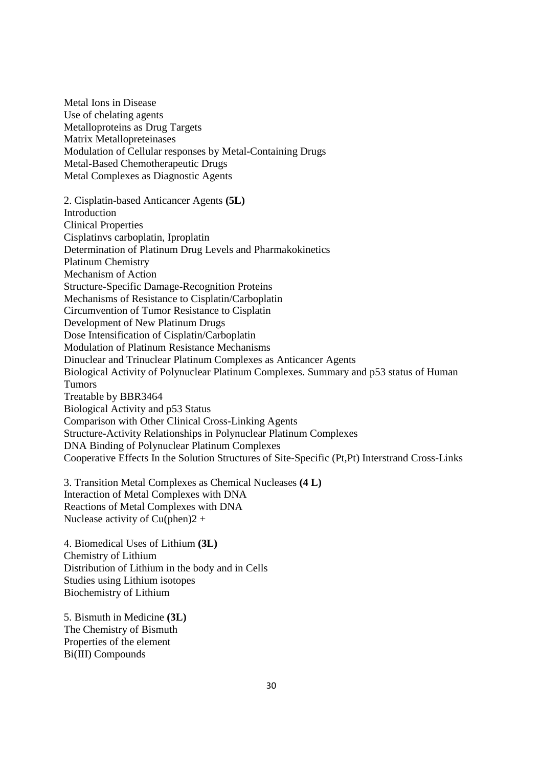Metal Ions in Disease
Use of chelating agents
Metalloproteins as Drug Targets
Matrix Metallopreteinases
Modulation of Cellular responses by Metal-Containing Drugs
Metal-Based Chemotherapeutic Drugs
Metal Complexes as Diagnostic Agents

2. Cisplatin-based Anticancer Agents **(5L)**
Introduction
Clinical Properties
Cisplatinvs carboplatin, Iproplatin
Determination of Platinum Drug Levels and Pharmakokinetics
Platinum Chemistry
Mechanism of Action
Structure-Specific Damage-Recognition Proteins
Mechanisms of Resistance to Cisplatin/Carboplatin
Circumvention of Tumor Resistance to Cisplatin
Development of New Platinum Drugs
Dose Intensification of Cisplatin/Carboplatin
Modulation of Platinum Resistance Mechanisms
Dinuclear and Trinuclear Platinum Complexes as Anticancer Agents
Biological Activity of Polynuclear Platinum Complexes. Summary and p53 status of Human Tumors
Treatable by BBR3464
Biological Activity and p53 Status
Comparison with Other Clinical Cross-Linking Agents
Structure-Activity Relationships in Polynuclear Platinum Complexes
DNA Binding of Polynuclear Platinum Complexes
Cooperative Effects In the Solution Structures of Site-Specific (Pt,Pt) Interstrand Cross-Links

3. Transition Metal Complexes as Chemical Nucleases **(4 L)**
Interaction of Metal Complexes with DNA
Reactions of Metal Complexes with DNA
Nuclease activity of $Cu(phen)_2^+$

4. Biomedical Uses of Lithium **(3L)**
Chemistry of Lithium
Distribution of Lithium in the body and in Cells
Studies using Lithium isotopes
Biochemistry of Lithium

5. Bismuth in Medicine **(3L)**
The Chemistry of Bismuth
Properties of the element
Bi(III) Compounds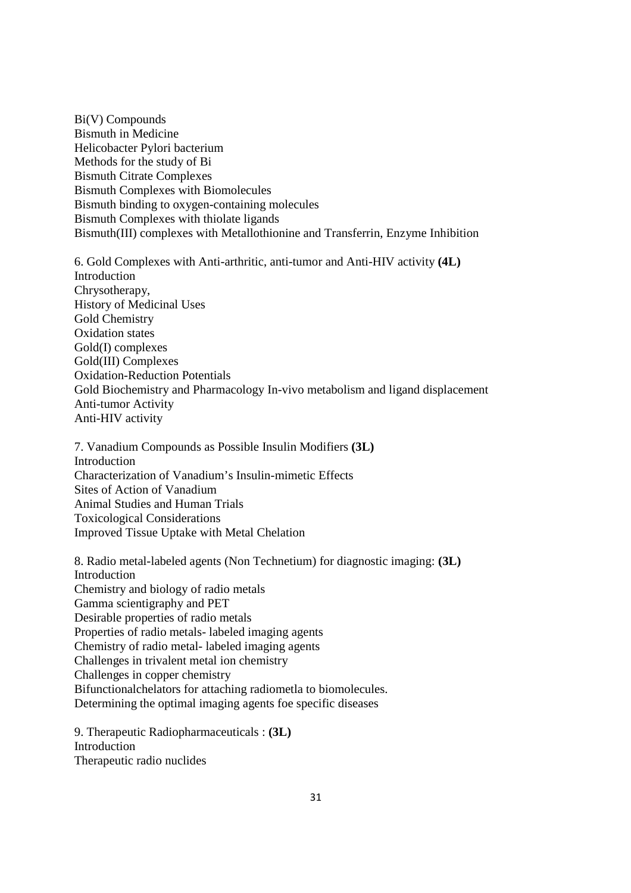Bi(V) Compounds
Bismuth in Medicine
Helicobacter Pylori bacterium
Methods for the study of Bi
Bismuth Citrate Complexes
Bismuth Complexes with Biomolecules
Bismuth binding to oxygen-containing molecules
Bismuth Complexes with thiolate ligands
Bismuth(III) complexes with Metallothionine and Transferrin, Enzyme Inhibition

6. Gold Complexes with Anti-arthritic, anti-tumor and Anti-HIV activity **(4L)**
Introduction
Chrysotherapy,
History of Medicinal Uses
Gold Chemistry
Oxidation states
Gold(I) complexes
Gold(III) Complexes
Oxidation-Reduction Potentials
Gold Biochemistry and Pharmacology In-vivo metabolism and ligand displacement
Anti-tumor Activity
Anti-HIV activity

7. Vanadium Compounds as Possible Insulin Modifiers **(3L)**
Introduction
Characterization of Vanadium's Insulin-mimetic Effects
Sites of Action of Vanadium
Animal Studies and Human Trials
Toxicological Considerations
Improved Tissue Uptake with Metal Chelation

8. Radio metal-labeled agents (Non Technetium) for diagnostic imaging: **(3L)**
Introduction
Chemistry and biology of radio metals
Gamma scientigraphy and PET
Desirable properties of radio metals
Properties of radio metals- labeled imaging agents
Chemistry of radio metal- labeled imaging agents
Challenges in trivalent metal ion chemistry
Challenges in copper chemistry
Bifunctionalchelators for attaching radiometla to biomolecules.
Determining the optimal imaging agents foe specific diseases

9. Therapeutic Radiopharmaceuticals : **(3L)**
Introduction
Therapeutic radio nuclides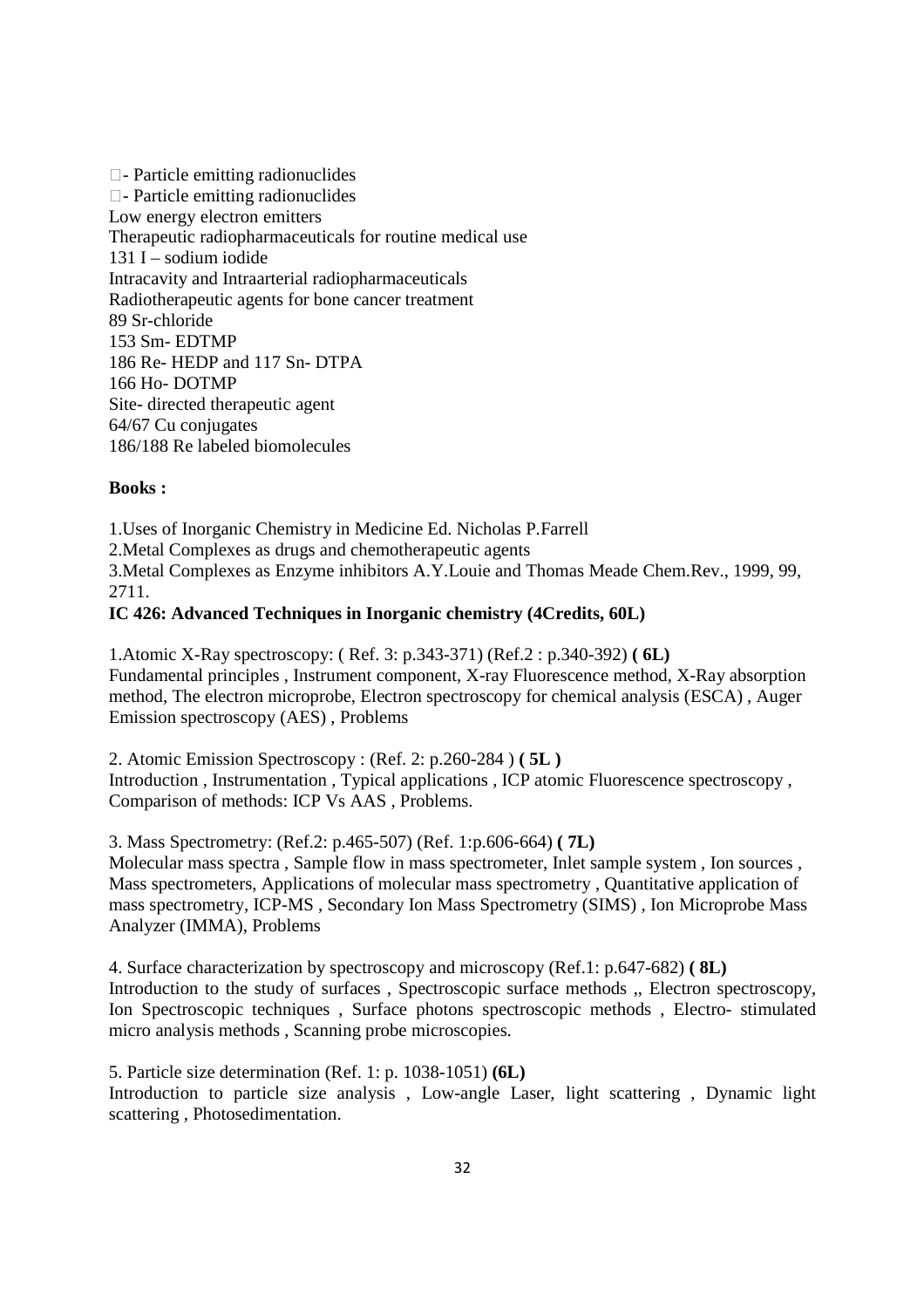- Particle emitting radionuclides
- Particle emitting radionuclides

Low energy electron emitters
Therapeutic radiopharmaceuticals for routine medical use
131 I – sodium iodide
Intracavity and Intraarterial radiopharmaceuticals
Radiotherapeutic agents for bone cancer treatment
89 Sr-chloride
153 Sm- EDTMP
186 Re- HEDP and 117 Sn- DTPA
166 Ho- DOTMP
Site- directed therapeutic agent
64/67 Cu conjugates
186/188 Re labeled biomolecules

**Books :**

1.Uses of Inorganic Chemistry in Medicine Ed. Nicholas P.Farrell
2.Metal Complexes as drugs and chemotherapeutic agents
3.Metal Complexes as Enzyme inhibitors A.Y.Louie and Thomas Meade Chem.Rev., 1999, 99, 2711.

**IC 426: Advanced Techniques in Inorganic chemistry (4Credits, 60L)**

1.Atomic X-Ray spectroscopy: ( Ref. 3: p.343-371) (Ref.2 : p.340-392) **( 6L)**
Fundamental principles , Instrument component, X-ray Fluorescence method, X-Ray absorption method, The electron microprobe, Electron spectroscopy for chemical analysis (ESCA) , Auger Emission spectroscopy (AES) , Problems

2. Atomic Emission Spectroscopy : (Ref. 2: p.260-284 ) **( 5L )**
Introduction , Instrumentation , Typical applications , ICP atomic Fluorescence spectroscopy , Comparison of methods: ICP Vs AAS , Problems.

3. Mass Spectrometry: (Ref.2: p.465-507) (Ref. 1:p.606-664) **( 7L)**
Molecular mass spectra , Sample flow in mass spectrometer, Inlet sample system , Ion sources , Mass spectrometers, Applications of molecular mass spectrometry , Quantitative application of mass spectrometry, ICP-MS , Secondary Ion Mass Spectrometry (SIMS) , Ion Microprobe Mass Analyzer (IMMA), Problems

4. Surface characterization by spectroscopy and microscopy (Ref.1: p.647-682) **( 8L)**
Introduction to the study of surfaces , Spectroscopic surface methods ,, Electron spectroscopy, Ion Spectroscopic techniques , Surface photons spectroscopic methods , Electro- stimulated micro analysis methods , Scanning probe microscopies.

5. Particle size determination (Ref. 1: p. 1038-1051) **(6L)**
Introduction to particle size analysis , Low-angle Laser, light scattering , Dynamic light scattering , Photosedimentation.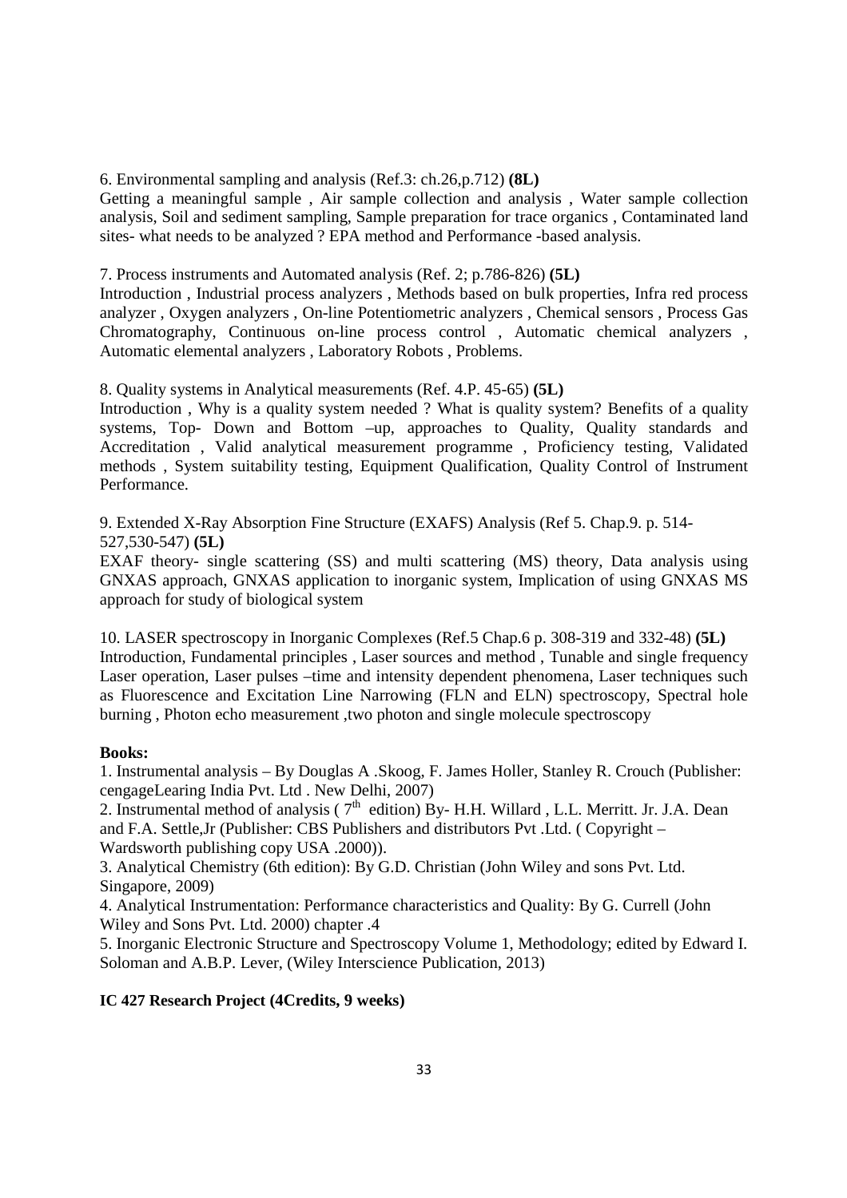6. Environmental sampling and analysis (Ref.3: ch.26,p.712) **(8L)**
Getting a meaningful sample , Air sample collection and analysis , Water sample collection analysis, Soil and sediment sampling, Sample preparation for trace organics , Contaminated land sites- what needs to be analyzed ? EPA method and Performance -based analysis.

7. Process instruments and Automated analysis (Ref. 2; p.786-826) **(5L)**
Introduction , Industrial process analyzers , Methods based on bulk properties, Infra red process analyzer , Oxygen analyzers , On-line Potentiometric analyzers , Chemical sensors , Process Gas Chromatography, Continuous on-line process control , Automatic chemical analyzers , Automatic elemental analyzers , Laboratory Robots , Problems.

8. Quality systems in Analytical measurements (Ref. 4.P. 45-65) **(5L)**
Introduction , Why is a quality system needed ? What is quality system? Benefits of a quality systems, Top- Down and Bottom –up, approaches to Quality, Quality standards and Accreditation , Valid analytical measurement programme , Proficiency testing, Validated methods , System suitability testing, Equipment Qualification, Quality Control of Instrument Performance.

9. Extended X-Ray Absorption Fine Structure (EXAFS) Analysis (Ref 5. Chap.9. p. 514-527,530-547) **(5L)**
EXAF theory- single scattering (SS) and multi scattering (MS) theory, Data analysis using GNXAS approach, GNXAS application to inorganic system, Implication of using GNXAS MS approach for study of biological system

10. LASER spectroscopy in Inorganic Complexes (Ref.5 Chap.6 p. 308-319 and 332-48) **(5L)**
Introduction, Fundamental principles , Laser sources and method , Tunable and single frequency Laser operation, Laser pulses –time and intensity dependent phenomena, Laser techniques such as Fluorescence and Excitation Line Narrowing (FLN and ELN) spectroscopy, Spectral hole burning , Photon echo measurement ,two photon and single molecule spectroscopy

**Books:**

1. Instrumental analysis – By Douglas A .Skoog, F. James Holler, Stanley R. Crouch (Publisher: cengageLearing India Pvt. Ltd . New Delhi, 2007)
2. Instrumental method of analysis ( 7th edition) By- H.H. Willard , L.L. Merritt. Jr. J.A. Dean and F.A. Settle,Jr (Publisher: CBS Publishers and distributors Pvt .Ltd. ( Copyright – Wardsworth publishing copy USA .2000)).
3. Analytical Chemistry (6th edition): By G.D. Christian (John Wiley and sons Pvt. Ltd. Singapore, 2009)
4. Analytical Instrumentation: Performance characteristics and Quality: By G. Currell (John Wiley and Sons Pvt. Ltd. 2000) chapter .4
5. Inorganic Electronic Structure and Spectroscopy Volume 1, Methodology; edited by Edward I. Soloman and A.B.P. Lever, (Wiley Interscience Publication, 2013)

**IC 427 Research Project (4Credits, 9 weeks)**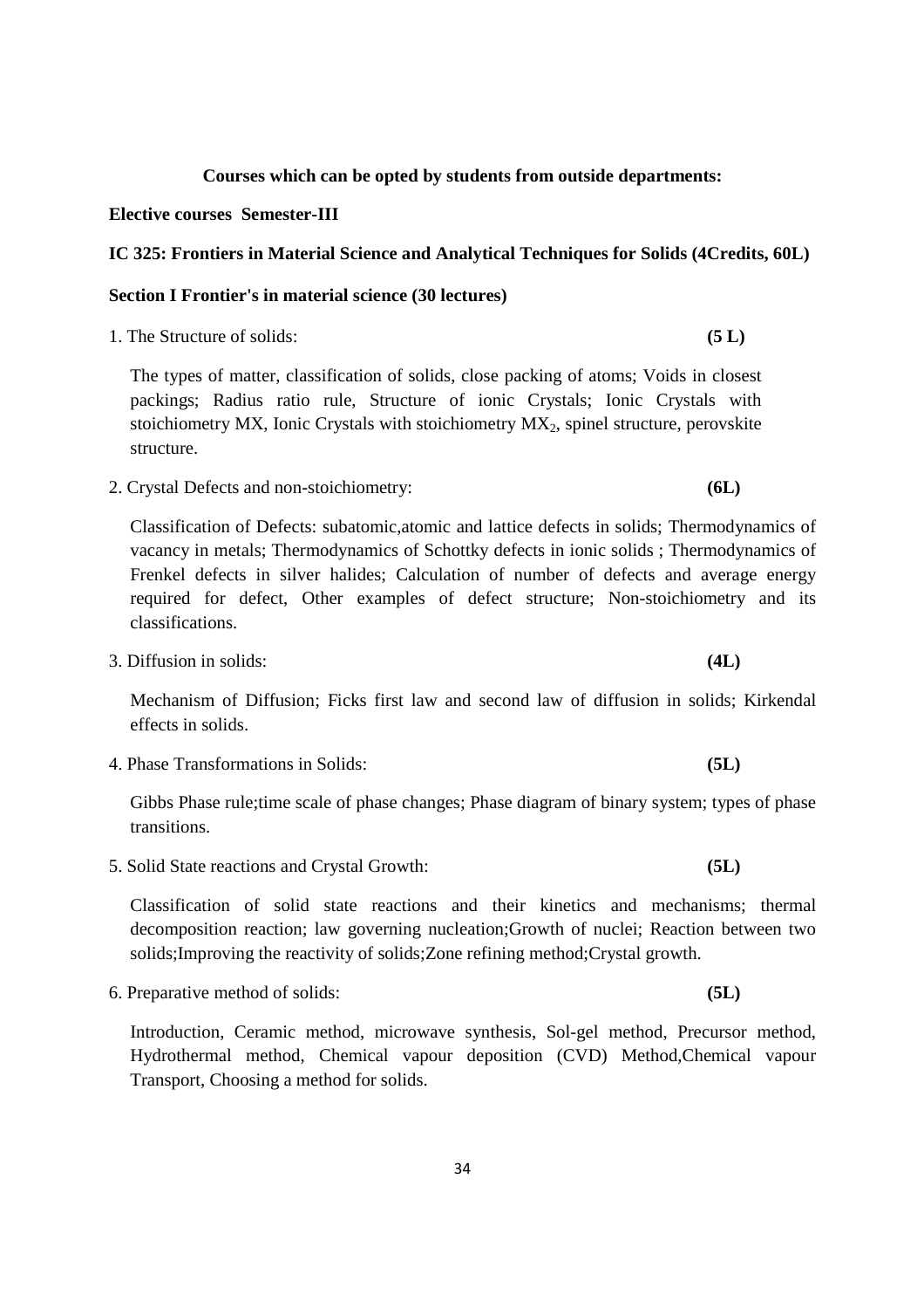**Courses which can be opted by students from outside departments:**

**Elective courses Semester-III**

**IC 325: Frontiers in Material Science and Analytical Techniques for Solids (4Credits, 60L)**

**Section I Frontier's in material science (30 lectures)**

1. The Structure of solids: **(5 L)**

   The types of matter, classification of solids, close packing of atoms; Voids in closest packings; Radius ratio rule, Structure of ionic Crystals; Ionic Crystals with stoichiometry MX, Ionic Crystals with stoichiometry $MX_2$, spinel structure, perovskite structure.

2. Crystal Defects and non-stoichiometry: **(6L)**

   Classification of Defects: subatomic,atomic and lattice defects in solids; Thermodynamics of vacancy in metals; Thermodynamics of Schottky defects in ionic solids ; Thermodynamics of Frenkel defects in silver halides; Calculation of number of defects and average energy required for defect, Other examples of defect structure; Non-stoichiometry and its classifications.

3. Diffusion in solids: **(4L)**

   Mechanism of Diffusion; Ficks first law and second law of diffusion in solids; Kirkendal effects in solids.

4. Phase Transformations in Solids: **(5L)**

   Gibbs Phase rule;time scale of phase changes; Phase diagram of binary system; types of phase transitions.

5. Solid State reactions and Crystal Growth: **(5L)**

   Classification of solid state reactions and their kinetics and mechanisms; thermal decomposition reaction; law governing nucleation;Growth of nuclei; Reaction between two solids;Improving the reactivity of solids;Zone refining method;Crystal growth.

6. Preparative method of solids: **(5L)**

   Introduction, Ceramic method, microwave synthesis, Sol-gel method, Precursor method, Hydrothermal method, Chemical vapour deposition (CVD) Method,Chemical vapour Transport, Choosing a method for solids.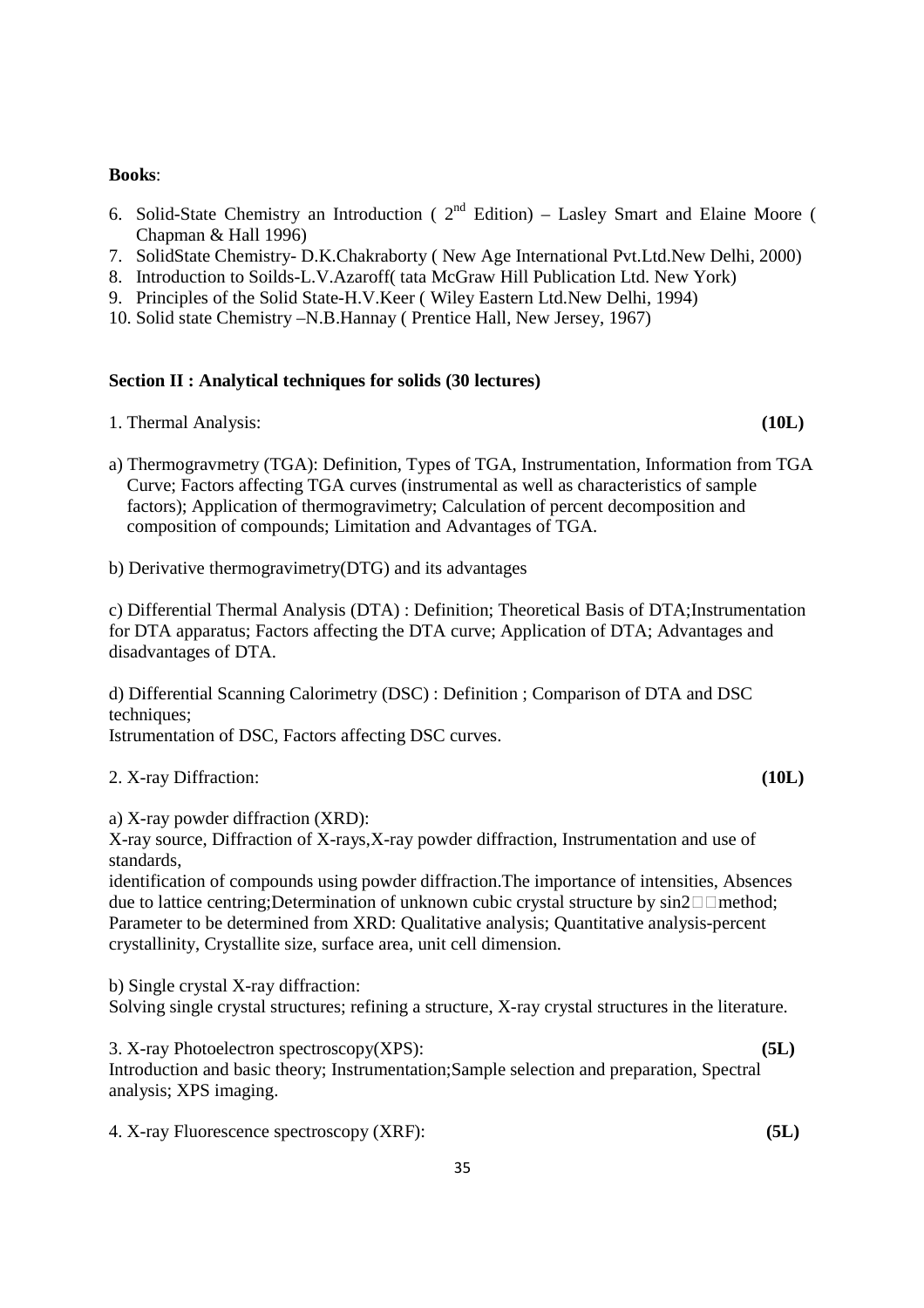**Books**:

6. Solid-State Chemistry an Introduction ( 2[nd] Edition) – Lasley Smart and Elaine Moore ( Chapman & Hall 1996)
7. SolidState Chemistry- D.K.Chakraborty ( New Age International Pvt.Ltd.New Delhi, 2000)
8. Introduction to Soilds-L.V.Azaroff( tata McGraw Hill Publication Ltd. New York)
9. Principles of the Solid State-H.V.Keer ( Wiley Eastern Ltd.New Delhi, 1994)
10. Solid state Chemistry –N.B.Hannay ( Prentice Hall, New Jersey, 1967)

**Section II : Analytical techniques for solids (30 lectures)**

1. Thermal Analysis: **(10L)**

a) Thermogravmetry (TGA): Definition, Types of TGA, Instrumentation, Information from TGA Curve; Factors affecting TGA curves (instrumental as well as characteristics of sample factors); Application of thermogravimetry; Calculation of percent decomposition and composition of compounds; Limitation and Advantages of TGA.

b) Derivative thermogravimetry(DTG) and its advantages

c) Differential Thermal Analysis (DTA) : Definition; Theoretical Basis of DTA;Instrumentation for DTA apparatus; Factors affecting the DTA curve; Application of DTA; Advantages and disadvantages of DTA.

d) Differential Scanning Calorimetry (DSC) : Definition ; Comparison of DTA and DSC techniques;
Istrumentation of DSC, Factors affecting DSC curves.

2. X-ray Diffraction: **(10L)**

a) X-ray powder diffraction (XRD):
X-ray source, Diffraction of X-rays,X-ray powder diffraction, Instrumentation and use of standards,
identification of compounds using powder diffraction.The importance of intensities, Absences due to lattice centring;Determination of unknown cubic crystal structure by sin2□□method; Parameter to be determined from XRD: Qualitative analysis; Quantitative analysis-percent crystallinity, Crystallite size, surface area, unit cell dimension.

b) Single crystal X-ray diffraction:
Solving single crystal structures; refining a structure, X-ray crystal structures in the literature.

3. X-ray Photoelectron spectroscopy(XPS): **(5L)**
Introduction and basic theory; Instrumentation;Sample selection and preparation, Spectral analysis; XPS imaging.

4. X-ray Fluorescence spectroscopy (XRF): **(5L)**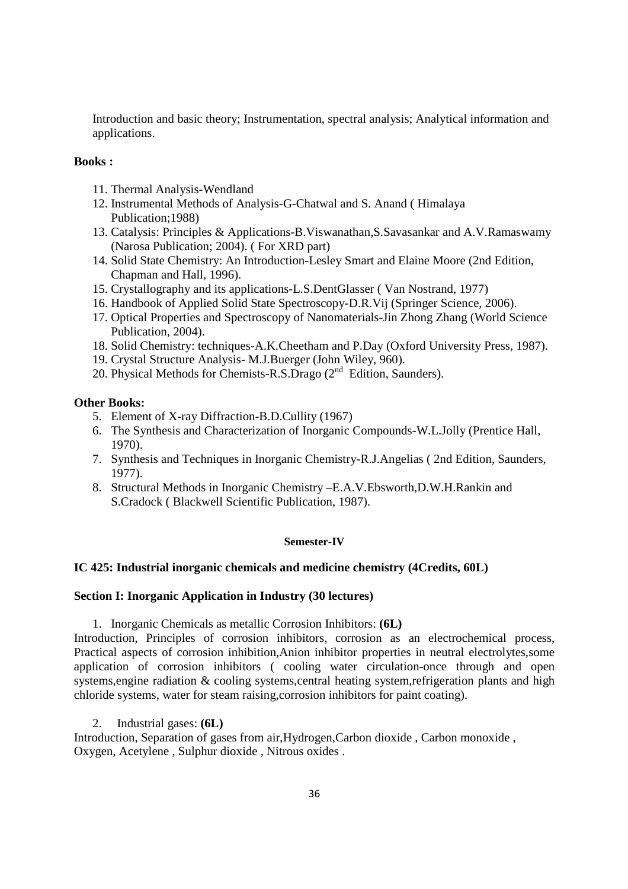Introduction and basic theory; Instrumentation, spectral analysis; Analytical information and applications.

**Books :**

11. Thermal Analysis-Wendland
12. Instrumental Methods of Analysis-G-Chatwal and S. Anand ( Himalaya Publication;1988)
13. Catalysis: Principles & Applications-B.Viswanathan,S.Savasankar and A.V.Ramaswamy (Narosa Publication; 2004). ( For XRD part)
14. Solid State Chemistry: An Introduction-Lesley Smart and Elaine Moore (2nd Edition, Chapman and Hall, 1996).
15. Crystallography and its applications-L.S.DentGlasser ( Van Nostrand, 1977)
16. Handbook of Applied Solid State Spectroscopy-D.R.Vij (Springer Science, 2006).
17. Optical Properties and Spectroscopy of Nanomaterials-Jin Zhong Zhang (World Science Publication, 2004).
18. Solid Chemistry: techniques-A.K.Cheetham and P.Day (Oxford University Press, 1987).
19. Crystal Structure Analysis- M.J.Buerger (John Wiley, 960).
20. Physical Methods for Chemists-R.S.Drago (2nd Edition, Saunders).

**Other Books:**

5. Element of X-ray Diffraction-B.D.Cullity (1967)
6. The Synthesis and Characterization of Inorganic Compounds-W.L.Jolly (Prentice Hall, 1970).
7. Synthesis and Techniques in Inorganic Chemistry-R.J.Angelias ( 2nd Edition, Saunders, 1977).
8. Structural Methods in Inorganic Chemistry –E.A.V.Ebsworth,D.W.H.Rankin and S.Cradock ( Blackwell Scientific Publication, 1987).

**Semester-IV**

**IC 425: Industrial inorganic chemicals and medicine chemistry (4Credits, 60L)**

**Section I: Inorganic Application in Industry (30 lectures)**

1. Inorganic Chemicals as metallic Corrosion Inhibitors: **(6L)**

Introduction, Principles of corrosion inhibitors, corrosion as an electrochemical process, Practical aspects of corrosion inhibition,Anion inhibitor properties in neutral electrolytes,some application of corrosion inhibitors ( cooling water circulation-once through and open systems,engine radiation & cooling systems,central heating system,refrigeration plants and high chloride systems, water for steam raising,corrosion inhibitors for paint coating).

2. Industrial gases: **(6L)**

Introduction, Separation of gases from air,Hydrogen,Carbon dioxide , Carbon monoxide , Oxygen, Acetylene , Sulphur dioxide , Nitrous oxides .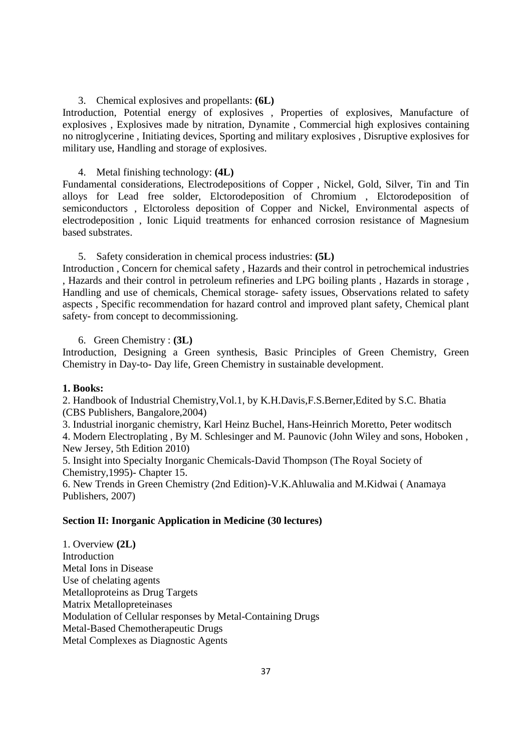3. Chemical explosives and propellants: **(6L)**

Introduction, Potential energy of explosives , Properties of explosives, Manufacture of explosives , Explosives made by nitration, Dynamite , Commercial high explosives containing no nitroglycerine , Initiating devices, Sporting and military explosives , Disruptive explosives for military use, Handling and storage of explosives.

4. Metal finishing technology: **(4L)**

Fundamental considerations, Electrodepositions of Copper , Nickel, Gold, Silver, Tin and Tin alloys for Lead free solder, Elctorodeposition of Chromium , Elctorodeposition of semiconductors , Elctoroless deposition of Copper and Nickel, Environmental aspects of electrodeposition , Ionic Liquid treatments for enhanced corrosion resistance of Magnesium based substrates.

5. Safety consideration in chemical process industries: **(5L)**

Introduction , Concern for chemical safety , Hazards and their control in petrochemical industries , Hazards and their control in petroleum refineries and LPG boiling plants , Hazards in storage , Handling and use of chemicals, Chemical storage- safety issues, Observations related to safety aspects , Specific recommendation for hazard control and improved plant safety, Chemical plant safety- from concept to decommissioning.

6. Green Chemistry : **(3L)**

Introduction, Designing a Green synthesis, Basic Principles of Green Chemistry, Green Chemistry in Day-to- Day life, Green Chemistry in sustainable development.

**1. Books:**

2. Handbook of Industrial Chemistry,Vol.1, by K.H.Davis,F.S.Berner,Edited by S.C. Bhatia (CBS Publishers, Bangalore,2004)
3. Industrial inorganic chemistry, Karl Heinz Buchel, Hans-Heinrich Moretto, Peter woditsch
4. Modern Electroplating , By M. Schlesinger and M. Paunovic (John Wiley and sons, Hoboken , New Jersey, 5th Edition 2010)
5. Insight into Specialty Inorganic Chemicals-David Thompson (The Royal Society of Chemistry,1995)- Chapter 15.
6. New Trends in Green Chemistry (2nd Edition)-V.K.Ahluwalia and M.Kidwai ( Anamaya Publishers, 2007)

**Section II: Inorganic Application in Medicine (30 lectures)**

1. Overview **(2L)**

Introduction  
Metal Ions in Disease  
Use of chelating agents  
Metalloproteins as Drug Targets  
Matrix Metallopreteinases  
Modulation of Cellular responses by Metal-Containing Drugs  
Metal-Based Chemotherapeutic Drugs  
Metal Complexes as Diagnostic Agents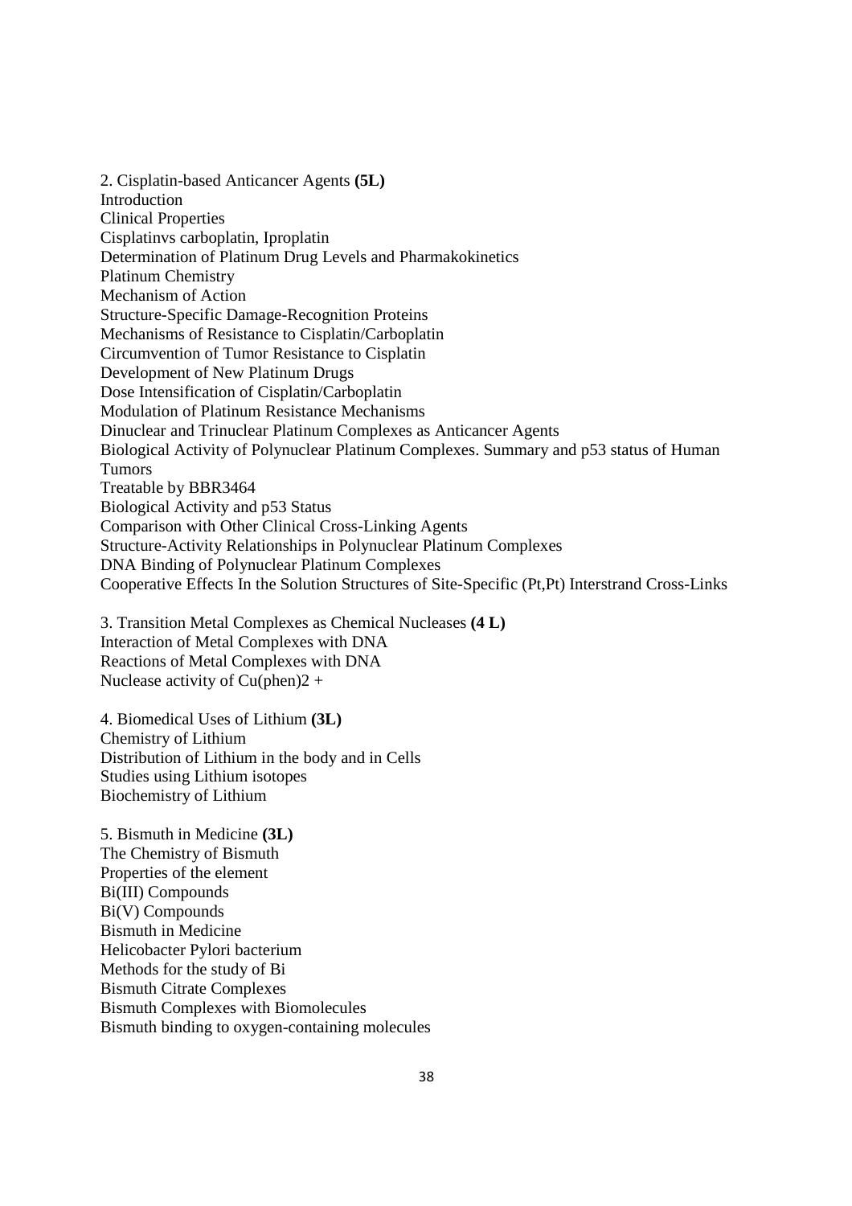2. Cisplatin-based Anticancer Agents **(5L)**

Introduction
Clinical Properties
Cisplatinvs carboplatin, Iproplatin
Determination of Platinum Drug Levels and Pharmakokinetics
Platinum Chemistry
Mechanism of Action
Structure-Specific Damage-Recognition Proteins
Mechanisms of Resistance to Cisplatin/Carboplatin
Circumvention of Tumor Resistance to Cisplatin
Development of New Platinum Drugs
Dose Intensification of Cisplatin/Carboplatin
Modulation of Platinum Resistance Mechanisms
Dinuclear and Trinuclear Platinum Complexes as Anticancer Agents
Biological Activity of Polynuclear Platinum Complexes. Summary and p53 status of Human Tumors
Treatable by BBR3464
Biological Activity and p53 Status
Comparison with Other Clinical Cross-Linking Agents
Structure-Activity Relationships in Polynuclear Platinum Complexes
DNA Binding of Polynuclear Platinum Complexes
Cooperative Effects In the Solution Structures of Site-Specific (Pt,Pt) Interstrand Cross-Links

3. Transition Metal Complexes as Chemical Nucleases **(4 L)**

Interaction of Metal Complexes with DNA
Reactions of Metal Complexes with DNA
Nuclease activity of $Cu(phen)_2^+$

4. Biomedical Uses of Lithium **(3L)**

Chemistry of Lithium
Distribution of Lithium in the body and in Cells
Studies using Lithium isotopes
Biochemistry of Lithium

5. Bismuth in Medicine **(3L)**

The Chemistry of Bismuth
Properties of the element
Bi(III) Compounds
Bi(V) Compounds
Bismuth in Medicine
Helicobacter Pylori bacterium
Methods for the study of Bi
Bismuth Citrate Complexes
Bismuth Complexes with Biomolecules
Bismuth binding to oxygen-containing molecules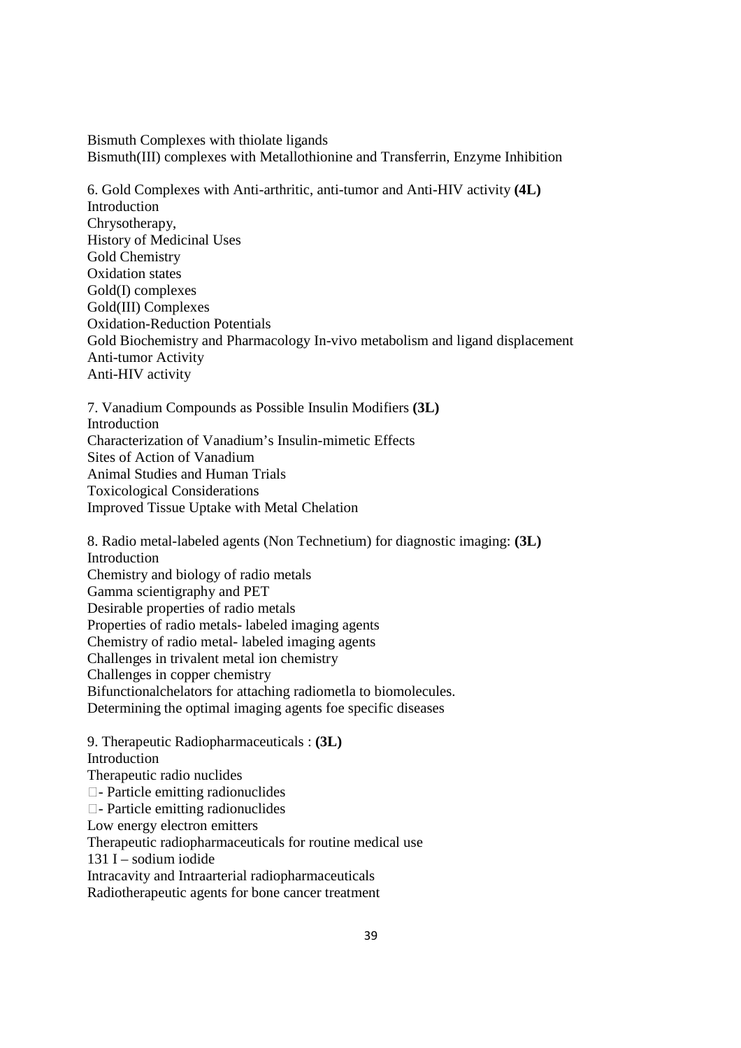Bismuth Complexes with thiolate ligands
Bismuth(III) complexes with Metallothionine and Transferrin, Enzyme Inhibition

6. Gold Complexes with Anti-arthritic, anti-tumor and Anti-HIV activity **(4L)**
Introduction
Chrysotherapy,
History of Medicinal Uses
Gold Chemistry
Oxidation states
Gold(I) complexes
Gold(III) Complexes
Oxidation-Reduction Potentials
Gold Biochemistry and Pharmacology In-vivo metabolism and ligand displacement
Anti-tumor Activity
Anti-HIV activity

7. Vanadium Compounds as Possible Insulin Modifiers **(3L)**
Introduction
Characterization of Vanadium's Insulin-mimetic Effects
Sites of Action of Vanadium
Animal Studies and Human Trials
Toxicological Considerations
Improved Tissue Uptake with Metal Chelation

8. Radio metal-labeled agents (Non Technetium) for diagnostic imaging: **(3L)**
Introduction
Chemistry and biology of radio metals
Gamma scientigraphy and PET
Desirable properties of radio metals
Properties of radio metals- labeled imaging agents
Chemistry of radio metal- labeled imaging agents
Challenges in trivalent metal ion chemistry
Challenges in copper chemistry
Bifunctionalchelators for attaching radiometla to biomolecules.
Determining the optimal imaging agents foe specific diseases

9. Therapeutic Radiopharmaceuticals : **(3L)**
Introduction
Therapeutic radio nuclides
- Particle emitting radionuclides
- Particle emitting radionuclides
Low energy electron emitters
Therapeutic radiopharmaceuticals for routine medical use
131 I – sodium iodide
Intracavity and Intraarterial radiopharmaceuticals
Radiotherapeutic agents for bone cancer treatment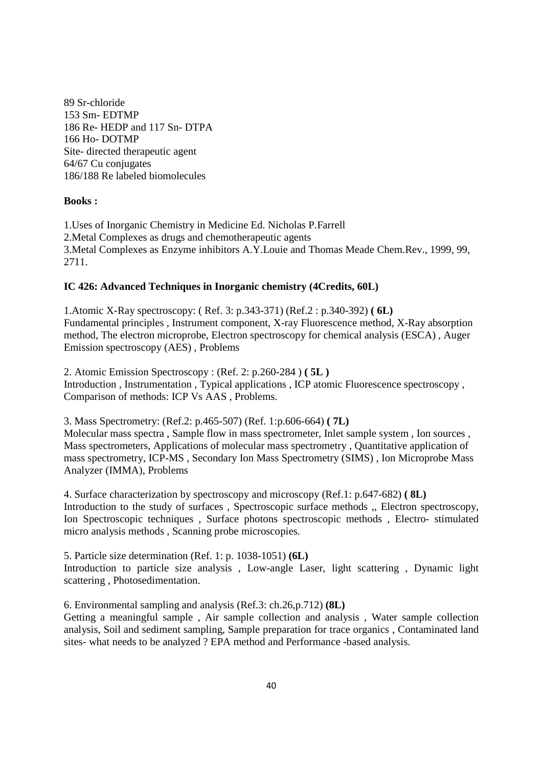89 Sr-chloride
153 Sm- EDTMP
186 Re- HEDP and 117 Sn- DTPA
166 Ho- DOTMP
Site- directed therapeutic agent
64/67 Cu conjugates
186/188 Re labeled biomolecules

**Books :**

1.Uses of Inorganic Chemistry in Medicine Ed. Nicholas P.Farrell
2.Metal Complexes as drugs and chemotherapeutic agents
3.Metal Complexes as Enzyme inhibitors A.Y.Louie and Thomas Meade Chem.Rev., 1999, 99, 2711.

**IC 426: Advanced Techniques in Inorganic chemistry (4Credits, 60L)**

1.Atomic X-Ray spectroscopy: ( Ref. 3: p.343-371) (Ref.2 : p.340-392) **( 6L)**
Fundamental principles , Instrument component, X-ray Fluorescence method, X-Ray absorption method, The electron microprobe, Electron spectroscopy for chemical analysis (ESCA) , Auger Emission spectroscopy (AES) , Problems

2. Atomic Emission Spectroscopy : (Ref. 2: p.260-284 ) **( 5L )**
Introduction , Instrumentation , Typical applications , ICP atomic Fluorescence spectroscopy , Comparison of methods: ICP Vs AAS , Problems.

3. Mass Spectrometry: (Ref.2: p.465-507) (Ref. 1:p.606-664) **( 7L)**
Molecular mass spectra , Sample flow in mass spectrometer, Inlet sample system , Ion sources , Mass spectrometers, Applications of molecular mass spectrometry , Quantitative application of mass spectrometry, ICP-MS , Secondary Ion Mass Spectrometry (SIMS) , Ion Microprobe Mass Analyzer (IMMA), Problems

4. Surface characterization by spectroscopy and microscopy (Ref.1: p.647-682) **( 8L)**
Introduction to the study of surfaces , Spectroscopic surface methods ,, Electron spectroscopy, Ion Spectroscopic techniques , Surface photons spectroscopic methods , Electro- stimulated micro analysis methods , Scanning probe microscopies.

5. Particle size determination (Ref. 1: p. 1038-1051) **(6L)**
Introduction to particle size analysis , Low-angle Laser, light scattering , Dynamic light scattering , Photosedimentation.

6. Environmental sampling and analysis (Ref.3: ch.26,p.712) **(8L)**
Getting a meaningful sample , Air sample collection and analysis , Water sample collection analysis, Soil and sediment sampling, Sample preparation for trace organics , Contaminated land sites- what needs to be analyzed ? EPA method and Performance -based analysis.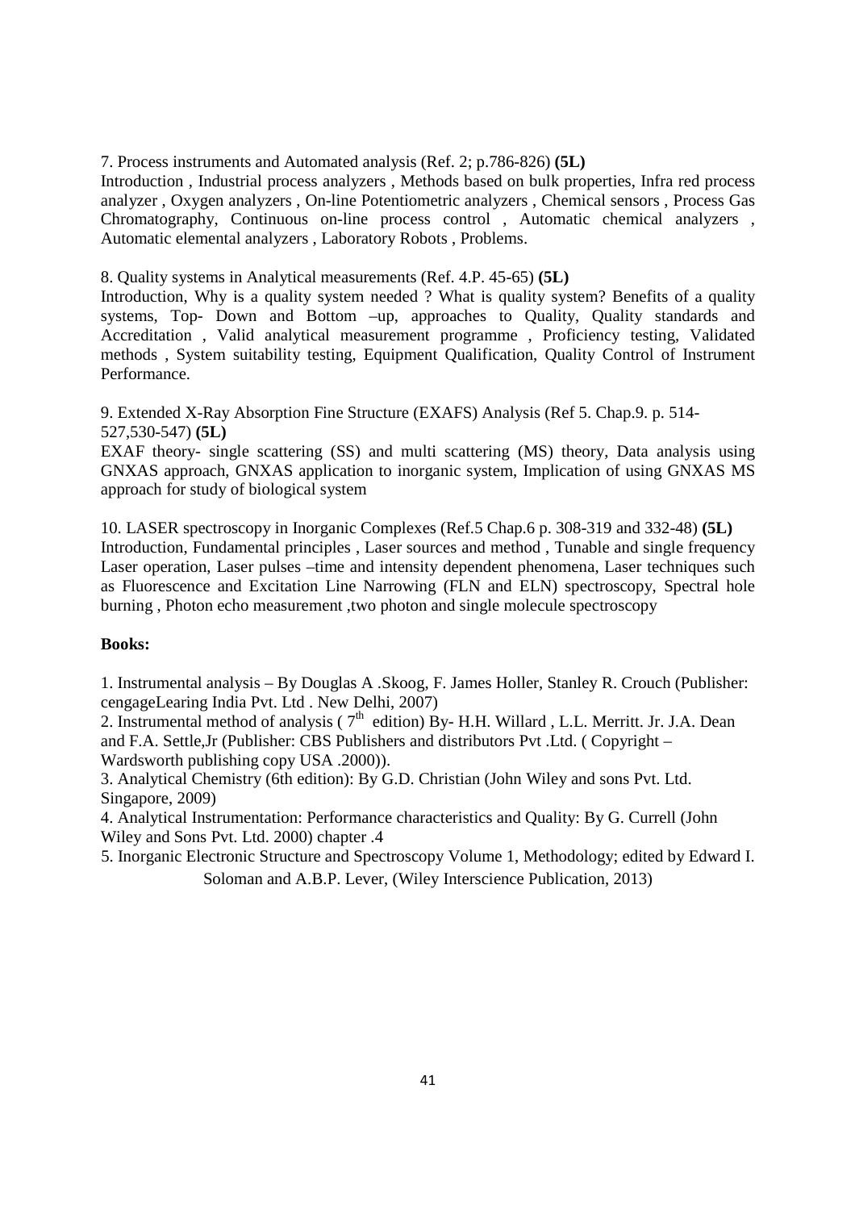7. Process instruments and Automated analysis (Ref. 2; p.786-826) **(5L)**

Introduction , Industrial process analyzers , Methods based on bulk properties, Infra red process analyzer , Oxygen analyzers , On-line Potentiometric analyzers , Chemical sensors , Process Gas Chromatography, Continuous on-line process control , Automatic chemical analyzers , Automatic elemental analyzers , Laboratory Robots , Problems.

8. Quality systems in Analytical measurements (Ref. 4.P. 45-65) **(5L)**

Introduction, Why is a quality system needed ? What is quality system? Benefits of a quality systems, Top- Down and Bottom –up, approaches to Quality, Quality standards and Accreditation , Valid analytical measurement programme , Proficiency testing, Validated methods , System suitability testing, Equipment Qualification, Quality Control of Instrument Performance.

9. Extended X-Ray Absorption Fine Structure (EXAFS) Analysis (Ref 5. Chap.9. p. 514-527,530-547) **(5L)**

EXAF theory- single scattering (SS) and multi scattering (MS) theory, Data analysis using GNXAS approach, GNXAS application to inorganic system, Implication of using GNXAS MS approach for study of biological system

10. LASER spectroscopy in Inorganic Complexes (Ref.5 Chap.6 p. 308-319 and 332-48) **(5L)**

Introduction, Fundamental principles , Laser sources and method , Tunable and single frequency Laser operation, Laser pulses –time and intensity dependent phenomena, Laser techniques such as Fluorescence and Excitation Line Narrowing (FLN and ELN) spectroscopy, Spectral hole burning , Photon echo measurement ,two photon and single molecule spectroscopy

**Books:**

1. Instrumental analysis – By Douglas A .Skoog, F. James Holler, Stanley R. Crouch (Publisher: cengageLearing India Pvt. Ltd . New Delhi, 2007)
2. Instrumental method of analysis ( 7th edition) By- H.H. Willard , L.L. Merritt. Jr. J.A. Dean and F.A. Settle,Jr (Publisher: CBS Publishers and distributors Pvt .Ltd. ( Copyright – Wardsworth publishing copy USA .2000)).
3. Analytical Chemistry (6th edition): By G.D. Christian (John Wiley and sons Pvt. Ltd. Singapore, 2009)
4. Analytical Instrumentation: Performance characteristics and Quality: By G. Currell (John Wiley and Sons Pvt. Ltd. 2000) chapter .4
5. Inorganic Electronic Structure and Spectroscopy Volume 1, Methodology; edited by Edward I. Soloman and A.B.P. Lever, (Wiley Interscience Publication, 2013)